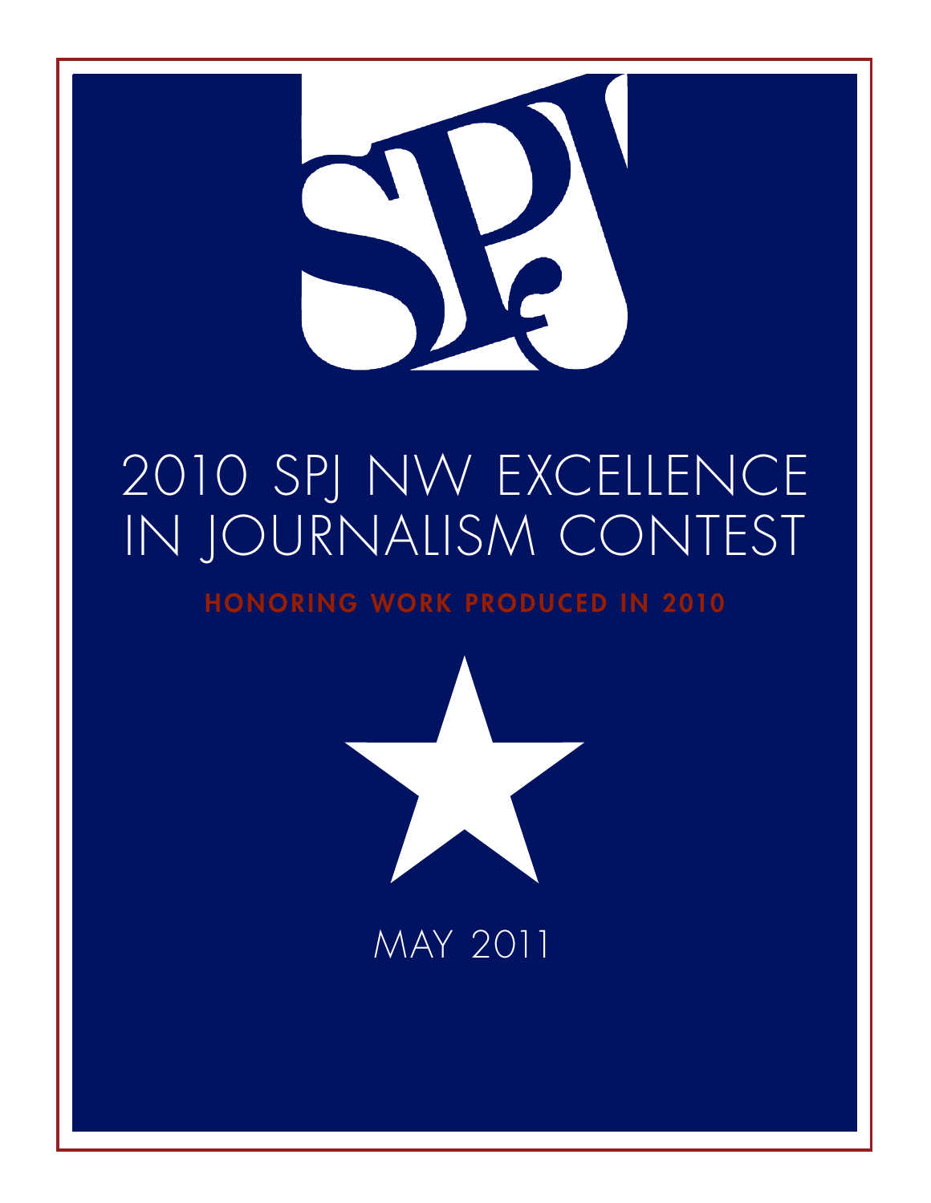SPJ

# 2010 SPJ NW EXCELLENCE IN JOURNALISM CONTEST

**HONORING WORK PRODUCED IN 2010**

MAY 2011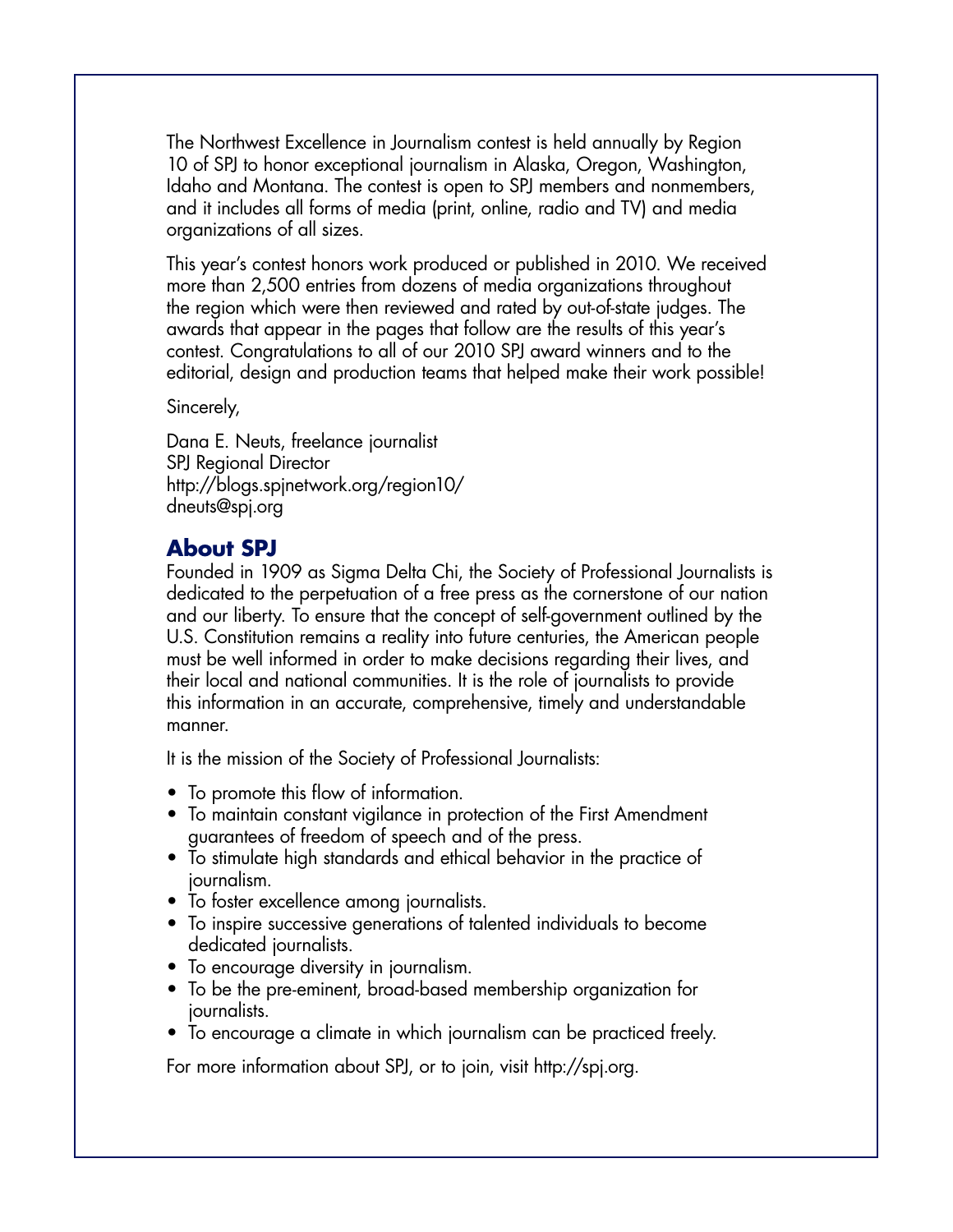The Northwest Excellence in Journalism contest is held annually by Region 10 of SPJ to honor exceptional journalism in Alaska, Oregon, Washington, Idaho and Montana. The contest is open to SPJ members and nonmembers, and it includes all forms of media (print, online, radio and TV) and media organizations of all sizes.

This year's contest honors work produced or published in 2010. We received more than 2,500 entries from dozens of media organizations throughout the region which were then reviewed and rated by out-of-state judges. The awards that appear in the pages that follow are the results of this year's contest. Congratulations to all of our 2010 SPJ award winners and to the editorial, design and production teams that helped make their work possible!

Sincerely,

Dana E. Neuts, freelance journalist
SPJ Regional Director
http://blogs.spjnetwork.org/region10/
dneuts@spj.org

## About SPJ

Founded in 1909 as Sigma Delta Chi, the Society of Professional Journalists is dedicated to the perpetuation of a free press as the cornerstone of our nation and our liberty. To ensure that the concept of self-government outlined by the U.S. Constitution remains a reality into future centuries, the American people must be well informed in order to make decisions regarding their lives, and their local and national communities. It is the role of journalists to provide this information in an accurate, comprehensive, timely and understandable manner.

It is the mission of the Society of Professional Journalists:

- To promote this flow of information.
- To maintain constant vigilance in protection of the First Amendment guarantees of freedom of speech and of the press.
- To stimulate high standards and ethical behavior in the practice of journalism.
- To foster excellence among journalists.
- To inspire successive generations of talented individuals to become dedicated journalists.
- To encourage diversity in journalism.
- To be the pre-eminent, broad-based membership organization for journalists.
- To encourage a climate in which journalism can be practiced freely.

For more information about SPJ, or to join, visit http://spj.org.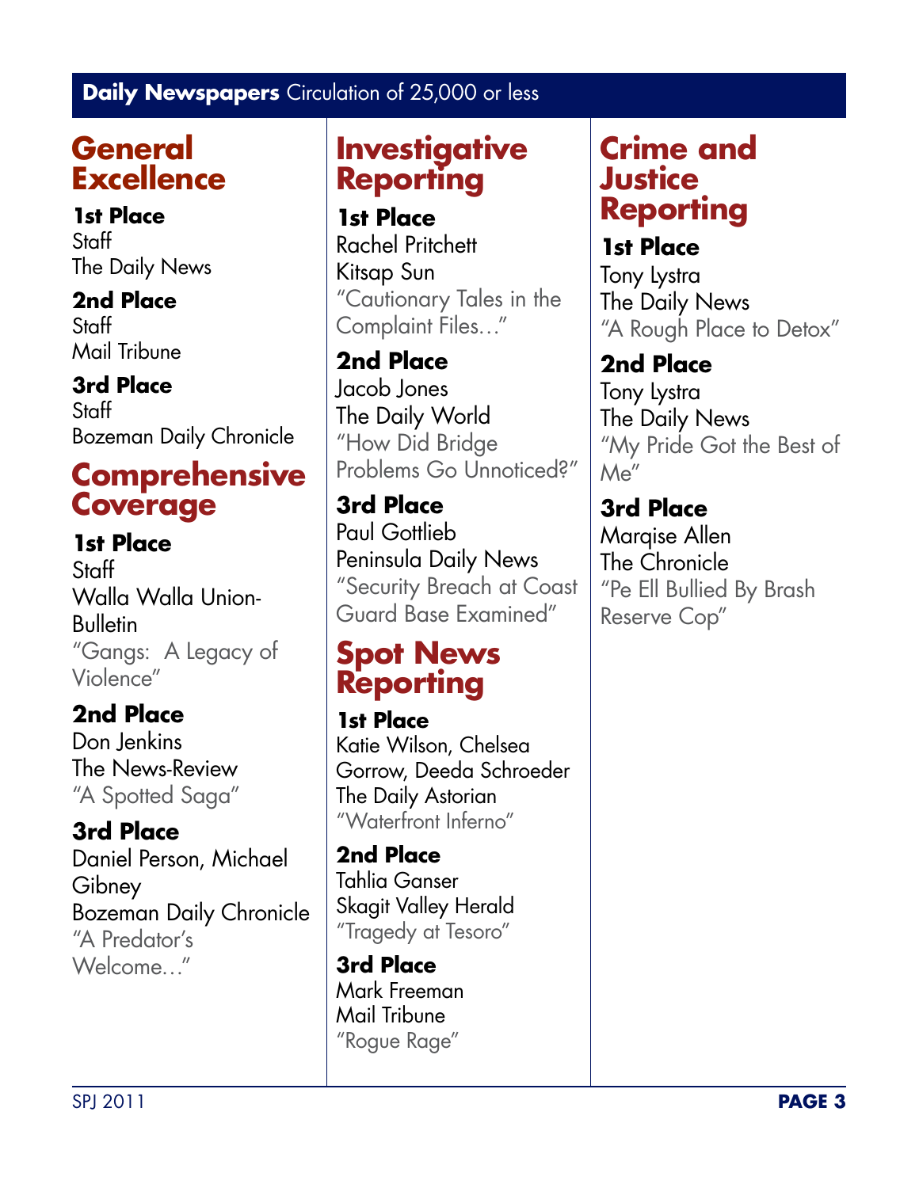## **Daily Newspapers** Circulation of 25,000 or less

### General Excellence

**1st Place**
Staff
The Daily News

**2nd Place**
Staff
Mail Tribune

**3rd Place**
Staff
Bozeman Daily Chronicle

### Comprehensive Coverage

**1st Place**
Staff
Walla Walla Union-Bulletin
"Gangs: A Legacy of Violence"

**2nd Place**
Don Jenkins
The News-Review
"A Spotted Saga"

**3rd Place**
Daniel Person, Michael Gibney
Bozeman Daily Chronicle
"A Predator's Welcome…"

### Investigative Reporting

**1st Place**
Rachel Pritchett
Kitsap Sun
"Cautionary Tales in the Complaint Files…"

**2nd Place**
Jacob Jones
The Daily World
"How Did Bridge Problems Go Unnoticed?"

**3rd Place**
Paul Gottlieb
Peninsula Daily News
"Security Breach at Coast Guard Base Examined"

### Spot News Reporting

**1st Place**
Katie Wilson, Chelsea Gorrow, Deeda Schroeder
The Daily Astorian
"Waterfront Inferno"

**2nd Place**
Tahlia Ganser
Skagit Valley Herald
"Tragedy at Tesoro"

**3rd Place**
Mark Freeman
Mail Tribune
"Rogue Rage"

### Crime and Justice Reporting

**1st Place**
Tony Lystra
The Daily News
"A Rough Place to Detox"

**2nd Place**
Tony Lystra
The Daily News
"My Pride Got the Best of Me"

**3rd Place**
Marqise Allen
The Chronicle
"Pe Ell Bullied By Brash Reserve Cop"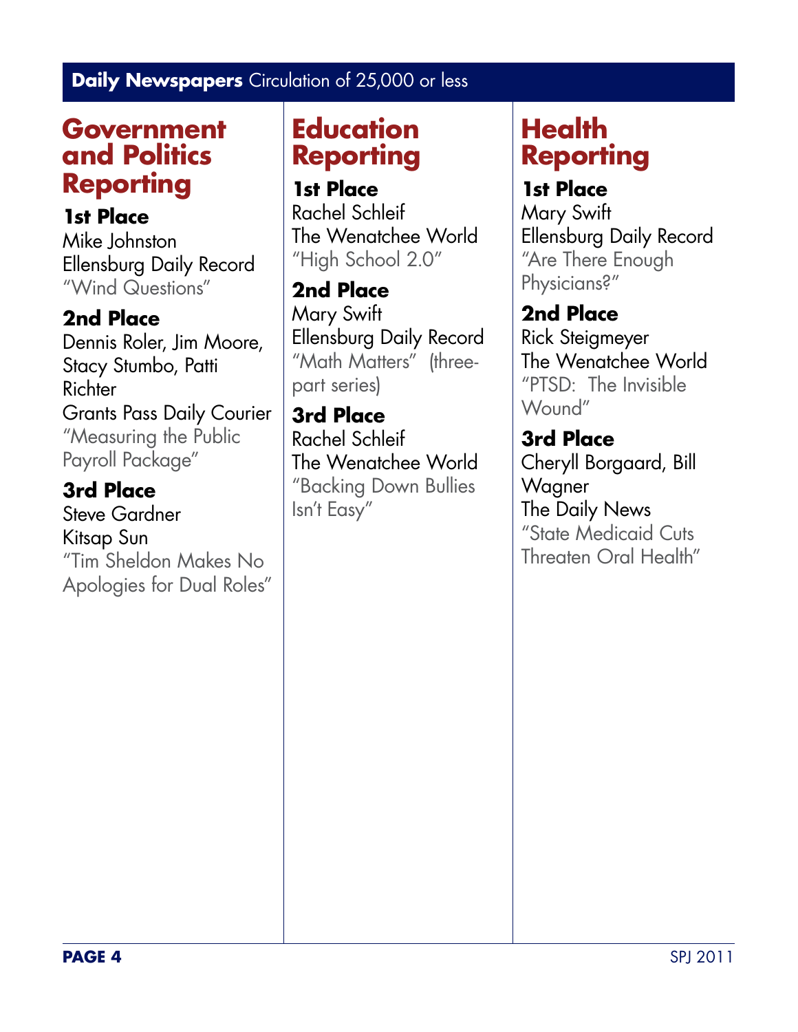## **Daily Newspapers** Circulation of 25,000 or less

### Government and Politics Reporting

**1st Place**
Mike Johnston
Ellensburg Daily Record
"Wind Questions"

**2nd Place**
Dennis Roler, Jim Moore, Stacy Stumbo, Patti Richter
Grants Pass Daily Courier
"Measuring the Public Payroll Package"

**3rd Place**
Steve Gardner
Kitsap Sun
"Tim Sheldon Makes No Apologies for Dual Roles"

### Education Reporting

**1st Place**
Rachel Schleif
The Wenatchee World
"High School 2.0"

**2nd Place**
Mary Swift
Ellensburg Daily Record
"Math Matters" (three-part series)

**3rd Place**
Rachel Schleif
The Wenatchee World
"Backing Down Bullies Isn't Easy"

### Health Reporting

**1st Place**
Mary Swift
Ellensburg Daily Record
"Are There Enough Physicians?"

**2nd Place**
Rick Steigmeyer
The Wenatchee World
"PTSD: The Invisible Wound"

**3rd Place**
Cheryll Borgaard, Bill Wagner
The Daily News
"State Medicaid Cuts Threaten Oral Health"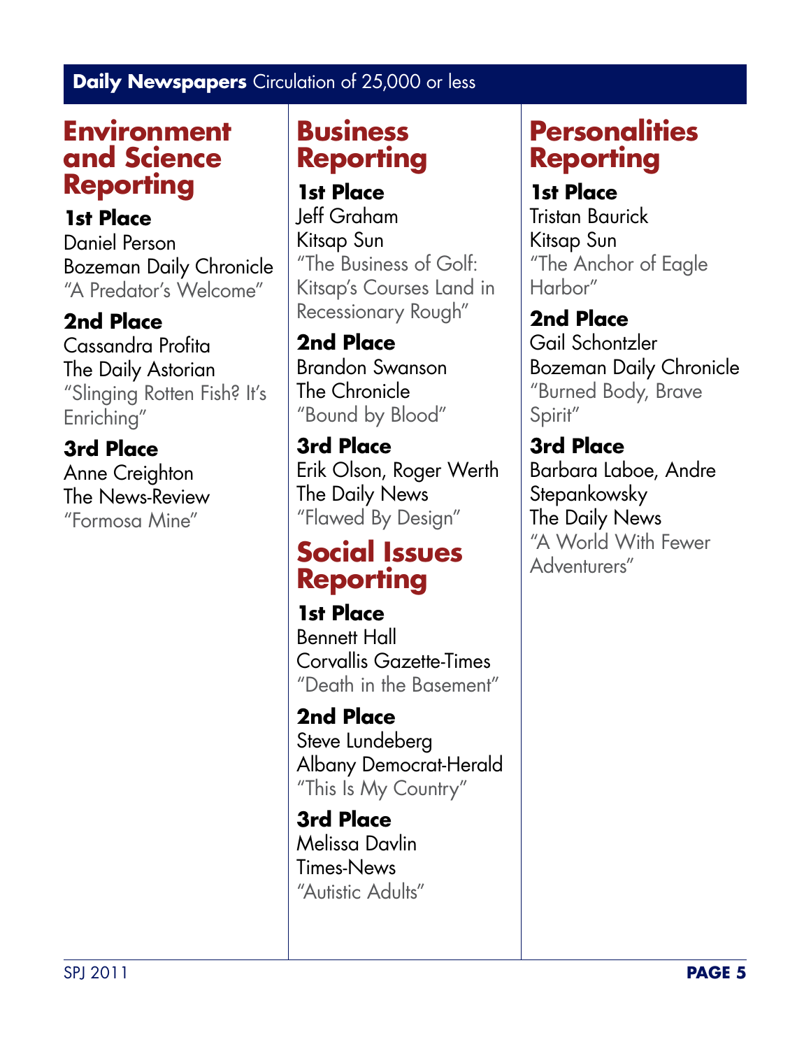**Daily Newspapers** Circulation of 25,000 or less

## Environment and Science Reporting

**1st Place**
Daniel Person
Bozeman Daily Chronicle
"A Predator's Welcome"

**2nd Place**
Cassandra Profita
The Daily Astorian
"Slinging Rotten Fish? It's Enriching"

**3rd Place**
Anne Creighton
The News-Review
"Formosa Mine"

## Business Reporting

**1st Place**
Jeff Graham
Kitsap Sun
"The Business of Golf: Kitsap's Courses Land in Recessionary Rough"

**2nd Place**
Brandon Swanson
The Chronicle
"Bound by Blood"

**3rd Place**
Erik Olson, Roger Werth
The Daily News
"Flawed By Design"

## Social Issues Reporting

**1st Place**
Bennett Hall
Corvallis Gazette-Times
"Death in the Basement"

**2nd Place**
Steve Lundeberg
Albany Democrat-Herald
"This Is My Country"

**3rd Place**
Melissa Davlin
Times-News
"Autistic Adults"

## Personalities Reporting

**1st Place**
Tristan Baurick
Kitsap Sun
"The Anchor of Eagle Harbor"

**2nd Place**
Gail Schontzler
Bozeman Daily Chronicle
"Burned Body, Brave Spirit"

**3rd Place**
Barbara Laboe, Andre Stepankowsky
The Daily News
"A World With Fewer Adventurers"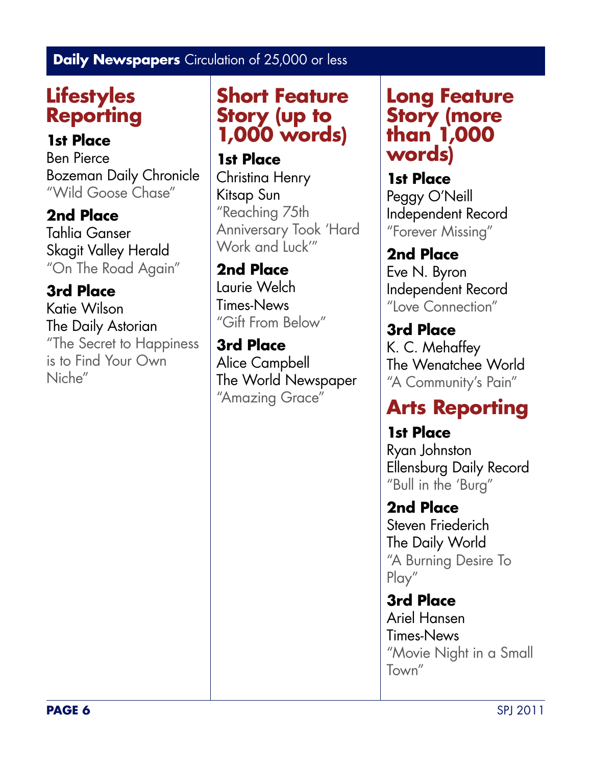## **Daily Newspapers** Circulation of 25,000 or less

### Lifestyles Reporting

**1st Place**
Ben Pierce
Bozeman Daily Chronicle
"Wild Goose Chase"

**2nd Place**
Tahlia Ganser
Skagit Valley Herald
"On The Road Again"

**3rd Place**
Katie Wilson
The Daily Astorian
"The Secret to Happiness is to Find Your Own Niche"

### Short Feature Story (up to 1,000 words)

**1st Place**
Christina Henry
Kitsap Sun
"Reaching 75th Anniversary Took 'Hard Work and Luck'"

**2nd Place**
Laurie Welch
Times-News
"Gift From Below"

**3rd Place**
Alice Campbell
The World Newspaper
"Amazing Grace"

### Long Feature Story (more than 1,000 words)

**1st Place**
Peggy O'Neill
Independent Record
"Forever Missing"

**2nd Place**
Eve N. Byron
Independent Record
"Love Connection"

**3rd Place**
K. C. Mehaffey
The Wenatchee World
"A Community's Pain"

### Arts Reporting

**1st Place**
Ryan Johnston
Ellensburg Daily Record
"Bull in the 'Burg"

**2nd Place**
Steven Friederich
The Daily World
"A Burning Desire To Play"

**3rd Place**
Ariel Hansen
Times-News
"Movie Night in a Small Town"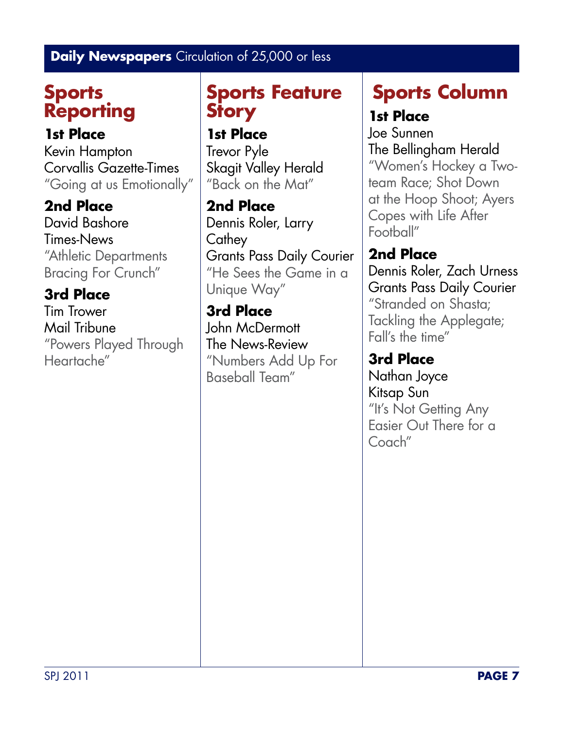**Daily Newspapers** Circulation of 25,000 or less

## Sports Reporting

**1st Place**
Kevin Hampton
Corvallis Gazette-Times
"Going at us Emotionally"

**2nd Place**
David Bashore
Times-News
"Athletic Departments Bracing For Crunch"

**3rd Place**
Tim Trower
Mail Tribune
"Powers Played Through Heartache"

## Sports Feature Story

**1st Place**
Trevor Pyle
Skagit Valley Herald
"Back on the Mat"

**2nd Place**
Dennis Roler, Larry Cathey
Grants Pass Daily Courier
"He Sees the Game in a Unique Way"

**3rd Place**
John McDermott
The News-Review
"Numbers Add Up For Baseball Team"

## Sports Column

**1st Place**
Joe Sunnen
The Bellingham Herald
"Women's Hockey a Two-team Race; Shot Down at the Hoop Shoot; Ayers Copes with Life After Football"

**2nd Place**
Dennis Roler, Zach Urness
Grants Pass Daily Courier
"Stranded on Shasta; Tackling the Applegate; Fall's the time"

**3rd Place**
Nathan Joyce
Kitsap Sun
"It's Not Getting Any Easier Out There for a Coach"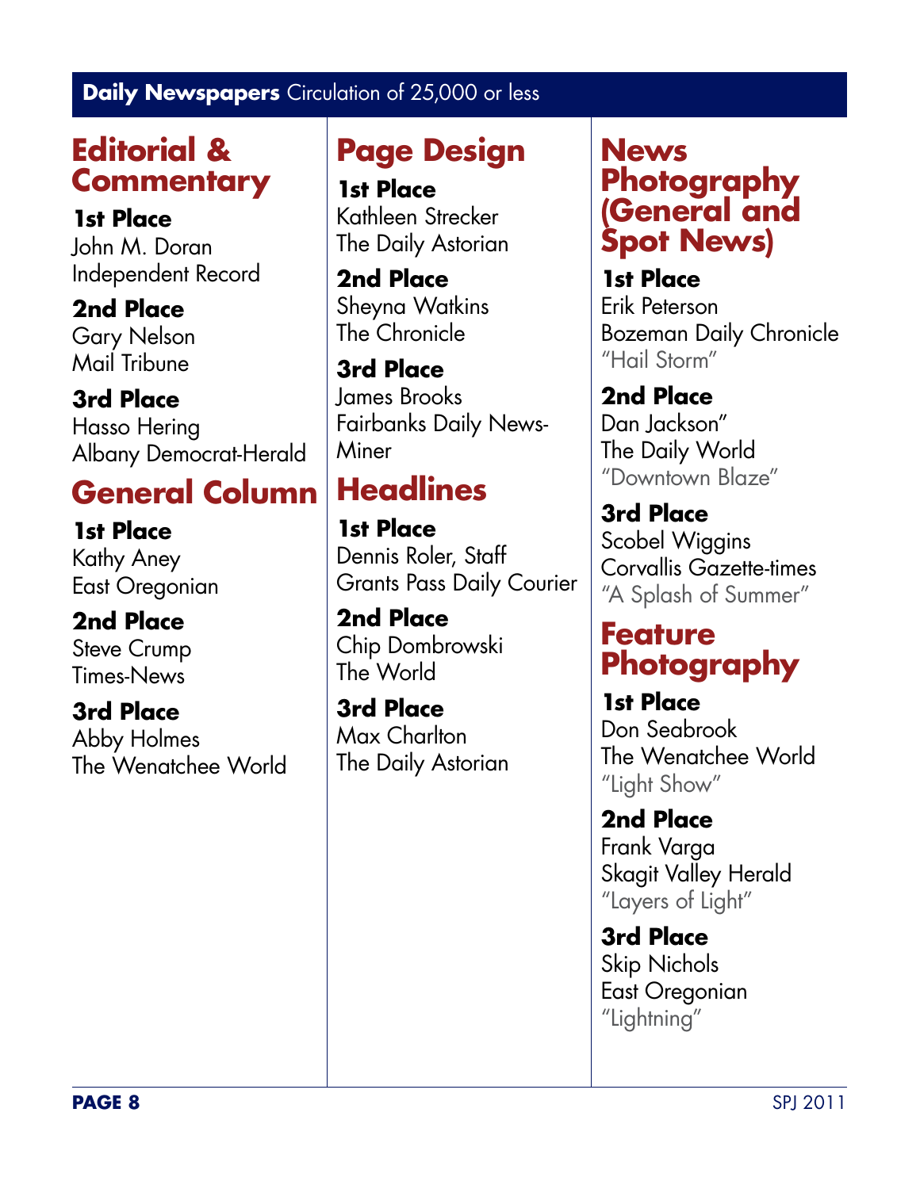**Daily Newspapers** Circulation of 25,000 or less

## Editorial & Commentary

**1st Place**
John M. Doran
Independent Record

**2nd Place**
Gary Nelson
Mail Tribune

**3rd Place**
Hasso Hering
Albany Democrat-Herald

## General Column

**1st Place**
Kathy Aney
East Oregonian

**2nd Place**
Steve Crump
Times-News

**3rd Place**
Abby Holmes
The Wenatchee World

## Page Design

**1st Place**
Kathleen Strecker
The Daily Astorian

**2nd Place**
Sheyna Watkins
The Chronicle

**3rd Place**
James Brooks
Fairbanks Daily News-Miner

## Headlines

**1st Place**
Dennis Roler, Staff
Grants Pass Daily Courier

**2nd Place**
Chip Dombrowski
The World

**3rd Place**
Max Charlton
The Daily Astorian

## News Photography (General and Spot News)

**1st Place**
Erik Peterson
Bozeman Daily Chronicle
"Hail Storm"

**2nd Place**
Dan Jackson"
The Daily World
"Downtown Blaze"

**3rd Place**
Scobel Wiggins
Corvallis Gazette-times
"A Splash of Summer"

## Feature Photography

**1st Place**
Don Seabrook
The Wenatchee World
"Light Show"

**2nd Place**
Frank Varga
Skagit Valley Herald
"Layers of Light"

**3rd Place**
Skip Nichols
East Oregonian
"Lightning"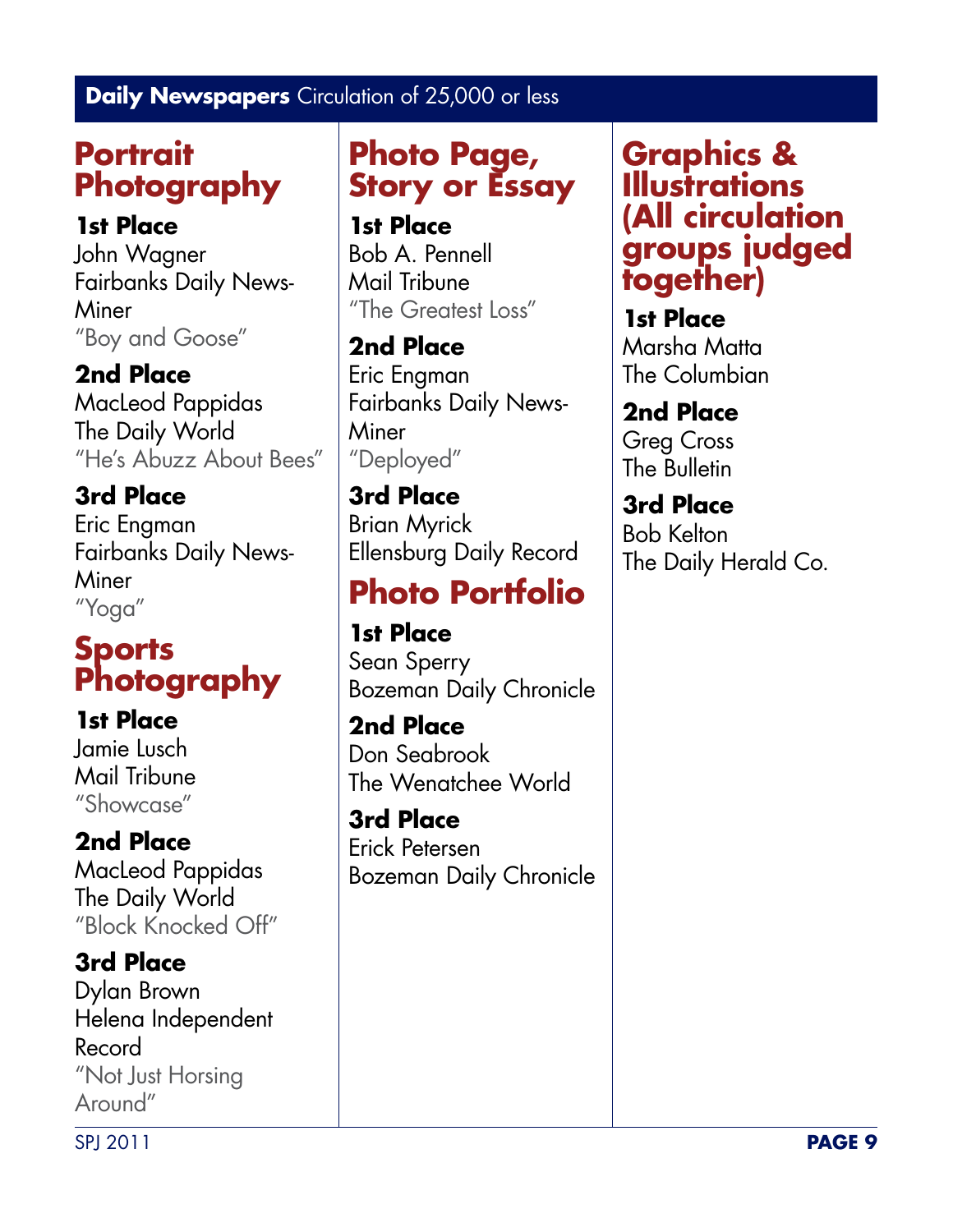**Daily Newspapers** Circulation of 25,000 or less

## Portrait Photography

**1st Place**
John Wagner
Fairbanks Daily News-Miner
"Boy and Goose"

**2nd Place**
MacLeod Pappidas
The Daily World
"He's Abuzz About Bees"

**3rd Place**
Eric Engman
Fairbanks Daily News-Miner
"Yoga"

## Sports Photography

**1st Place**
Jamie Lusch
Mail Tribune
"Showcase"

**2nd Place**
MacLeod Pappidas
The Daily World
"Block Knocked Off"

**3rd Place**
Dylan Brown
Helena Independent Record
"Not Just Horsing Around"

## Photo Page, Story or Essay

**1st Place**
Bob A. Pennell
Mail Tribune
"The Greatest Loss"

**2nd Place**
Eric Engman
Fairbanks Daily News-Miner
"Deployed"

**3rd Place**
Brian Myrick
Ellensburg Daily Record

## Photo Portfolio

**1st Place**
Sean Sperry
Bozeman Daily Chronicle

**2nd Place**
Don Seabrook
The Wenatchee World

**3rd Place**
Erick Petersen
Bozeman Daily Chronicle

## Graphics & Illustrations (All circulation groups judged together)

**1st Place**
Marsha Matta
The Columbian

**2nd Place**
Greg Cross
The Bulletin

**3rd Place**
Bob Kelton
The Daily Herald Co.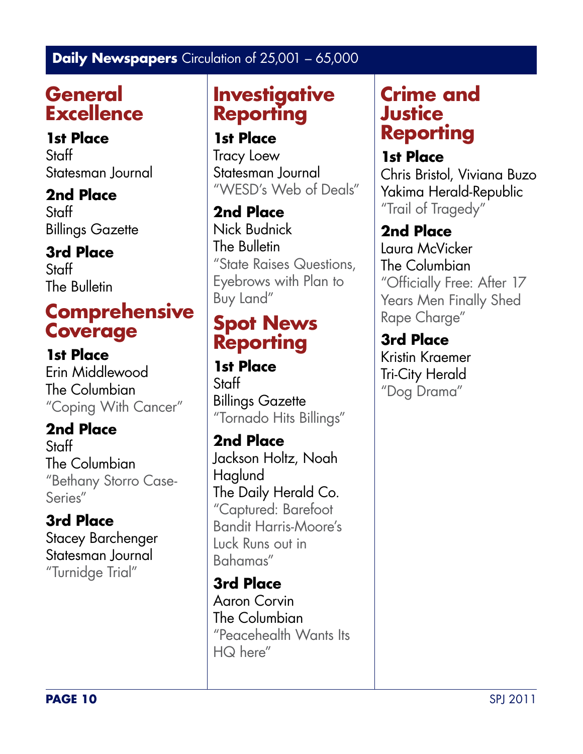## **Daily Newspapers** Circulation of 25,001 – 65,000

### General Excellence

**1st Place**
Staff
Statesman Journal

**2nd Place**
Staff
Billings Gazette

**3rd Place**
Staff
The Bulletin

### Comprehensive Coverage

**1st Place**
Erin Middlewood
The Columbian
"Coping With Cancer"

**2nd Place**
Staff
The Columbian
"Bethany Storro Case-Series"

**3rd Place**
Stacey Barchenger
Statesman Journal
"Turnidge Trial"

### Investigative Reporting

**1st Place**
Tracy Loew
Statesman Journal
"WESD's Web of Deals"

**2nd Place**
Nick Budnick
The Bulletin
"State Raises Questions, Eyebrows with Plan to Buy Land"

### Spot News Reporting

**1st Place**
Staff
Billings Gazette
"Tornado Hits Billings"

**2nd Place**
Jackson Holtz, Noah Haglund
The Daily Herald Co.
"Captured: Barefoot Bandit Harris-Moore's Luck Runs out in Bahamas"

**3rd Place**
Aaron Corvin
The Columbian
"Peacehealth Wants Its HQ here"

### Crime and Justice Reporting

**1st Place**
Chris Bristol, Viviana Buzo
Yakima Herald-Republic
"Trail of Tragedy"

**2nd Place**
Laura McVicker
The Columbian
"Officially Free: After 17 Years Men Finally Shed Rape Charge"

**3rd Place**
Kristin Kraemer
Tri-City Herald
"Dog Drama"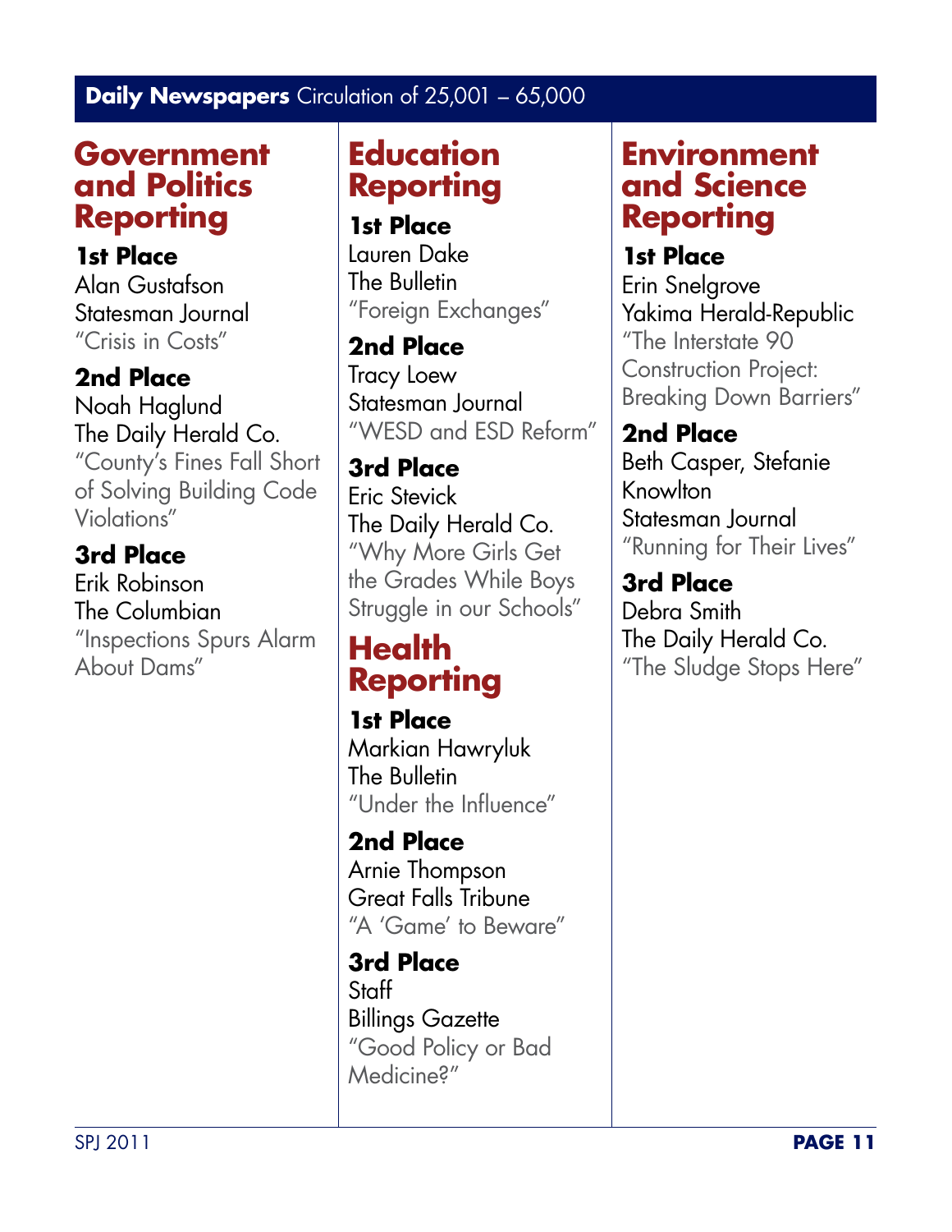## **Daily Newspapers** Circulation of 25,001 – 65,000

### Government and Politics Reporting

**1st Place**
Alan Gustafson
Statesman Journal
"Crisis in Costs"

**2nd Place**
Noah Haglund
The Daily Herald Co.
"County's Fines Fall Short of Solving Building Code Violations"

**3rd Place**
Erik Robinson
The Columbian
"Inspections Spurs Alarm About Dams"

### Education Reporting

**1st Place**
Lauren Dake
The Bulletin
"Foreign Exchanges"

**2nd Place**
Tracy Loew
Statesman Journal
"WESD and ESD Reform"

**3rd Place**
Eric Stevick
The Daily Herald Co.
"Why More Girls Get the Grades While Boys Struggle in our Schools"

### Health Reporting

**1st Place**
Markian Hawryluk
The Bulletin
"Under the Influence"

**2nd Place**
Arnie Thompson
Great Falls Tribune
"A 'Game' to Beware"

**3rd Place**
Staff
Billings Gazette
"Good Policy or Bad Medicine?"

### Environment and Science Reporting

**1st Place**
Erin Snelgrove
Yakima Herald-Republic
"The Interstate 90 Construction Project: Breaking Down Barriers"

**2nd Place**
Beth Casper, Stefanie Knowlton
Statesman Journal
"Running for Their Lives"

**3rd Place**
Debra Smith
The Daily Herald Co.
"The Sludge Stops Here"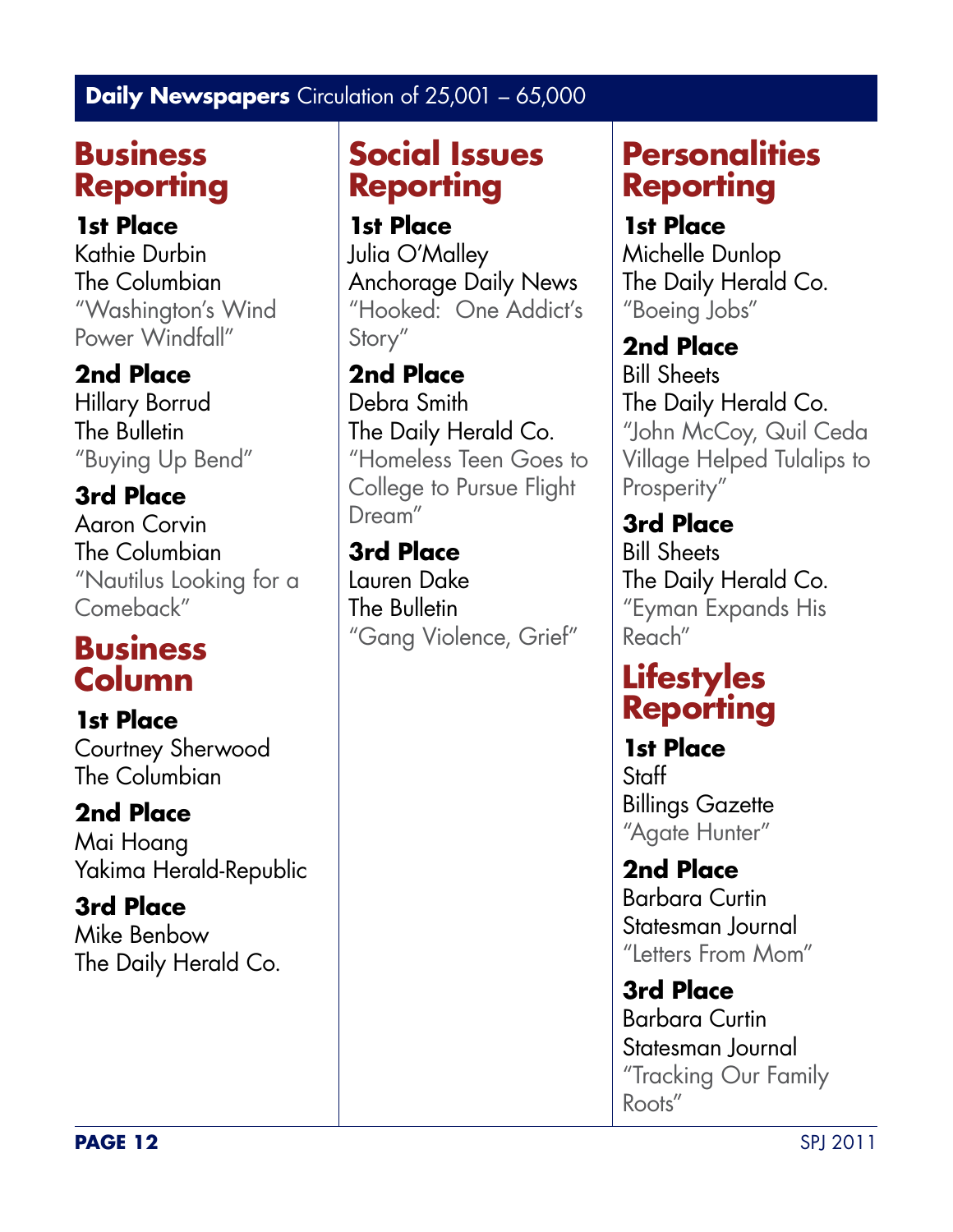## **Daily Newspapers** Circulation of 25,001 – 65,000

### Business Reporting

**1st Place**
Kathie Durbin
The Columbian
"Washington's Wind Power Windfall"

**2nd Place**
Hillary Borrud
The Bulletin
"Buying Up Bend"

**3rd Place**
Aaron Corvin
The Columbian
"Nautilus Looking for a Comeback"

### Business Column

**1st Place**
Courtney Sherwood
The Columbian

**2nd Place**
Mai Hoang
Yakima Herald-Republic

**3rd Place**
Mike Benbow
The Daily Herald Co.

### Social Issues Reporting

**1st Place**
Julia O'Malley
Anchorage Daily News
"Hooked: One Addict's Story"

**2nd Place**
Debra Smith
The Daily Herald Co.
"Homeless Teen Goes to College to Pursue Flight Dream"

**3rd Place**
Lauren Dake
The Bulletin
"Gang Violence, Grief"

### Personalities Reporting

**1st Place**
Michelle Dunlop
The Daily Herald Co.
"Boeing Jobs"

**2nd Place**
Bill Sheets
The Daily Herald Co.
"John McCoy, Quil Ceda Village Helped Tulalips to Prosperity"

**3rd Place**
Bill Sheets
The Daily Herald Co.
"Eyman Expands His Reach"

### Lifestyles Reporting

**1st Place**
Staff
Billings Gazette
"Agate Hunter"

**2nd Place**
Barbara Curtin
Statesman Journal
"Letters From Mom"

**3rd Place**
Barbara Curtin
Statesman Journal
"Tracking Our Family Roots"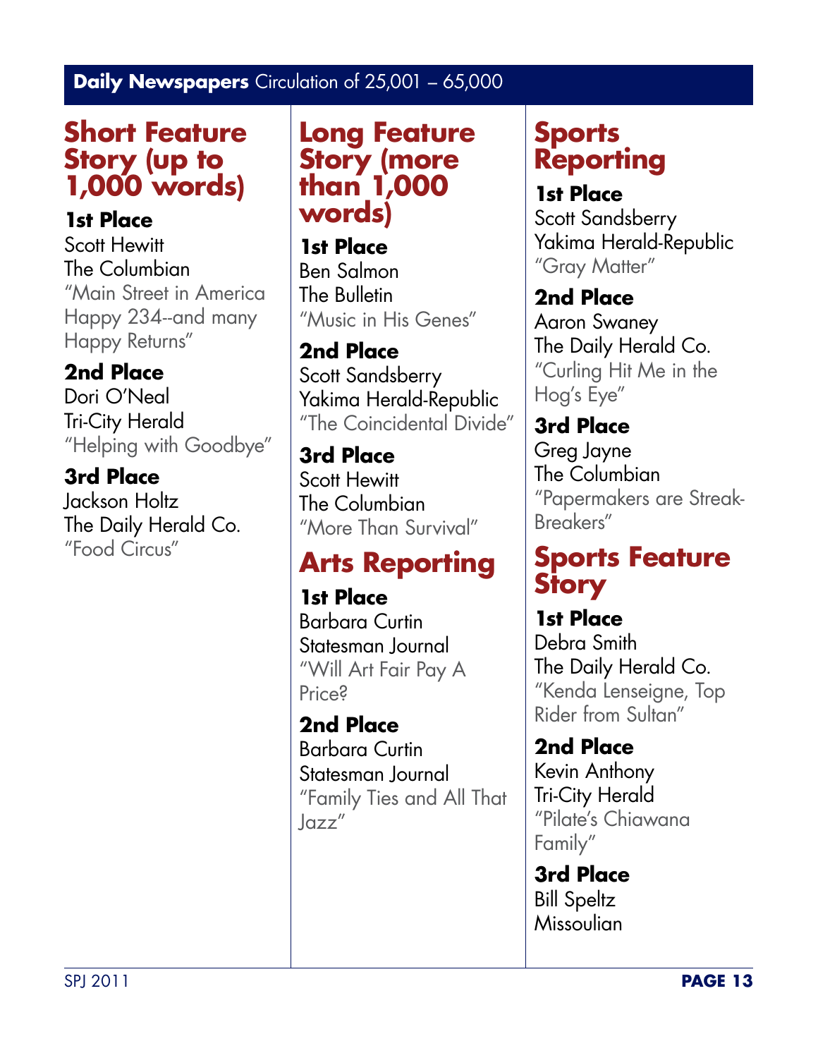**Daily Newspapers** Circulation of 25,001 – 65,000

## Short Feature Story (up to 1,000 words)

**1st Place**
Scott Hewitt
The Columbian
"Main Street in America Happy 234--and many Happy Returns"

**2nd Place**
Dori O'Neal
Tri-City Herald
"Helping with Goodbye"

**3rd Place**
Jackson Holtz
The Daily Herald Co.
"Food Circus"

## Long Feature Story (more than 1,000 words)

**1st Place**
Ben Salmon
The Bulletin
"Music in His Genes"

**2nd Place**
Scott Sandsberry
Yakima Herald-Republic
"The Coincidental Divide"

**3rd Place**
Scott Hewitt
The Columbian
"More Than Survival"

## Arts Reporting

**1st Place**
Barbara Curtin
Statesman Journal
"Will Art Fair Pay A Price?

**2nd Place**
Barbara Curtin
Statesman Journal
"Family Ties and All That Jazz"

## Sports Reporting

**1st Place**
Scott Sandsberry
Yakima Herald-Republic
"Gray Matter"

**2nd Place**
Aaron Swaney
The Daily Herald Co.
"Curling Hit Me in the Hog's Eye"

**3rd Place**
Greg Jayne
The Columbian
"Papermakers are Streak-Breakers"

## Sports Feature Story

**1st Place**
Debra Smith
The Daily Herald Co.
"Kenda Lenseigne, Top Rider from Sultan"

**2nd Place**
Kevin Anthony
Tri-City Herald
"Pilate's Chiawana Family"

**3rd Place**
Bill Speltz
Missoulian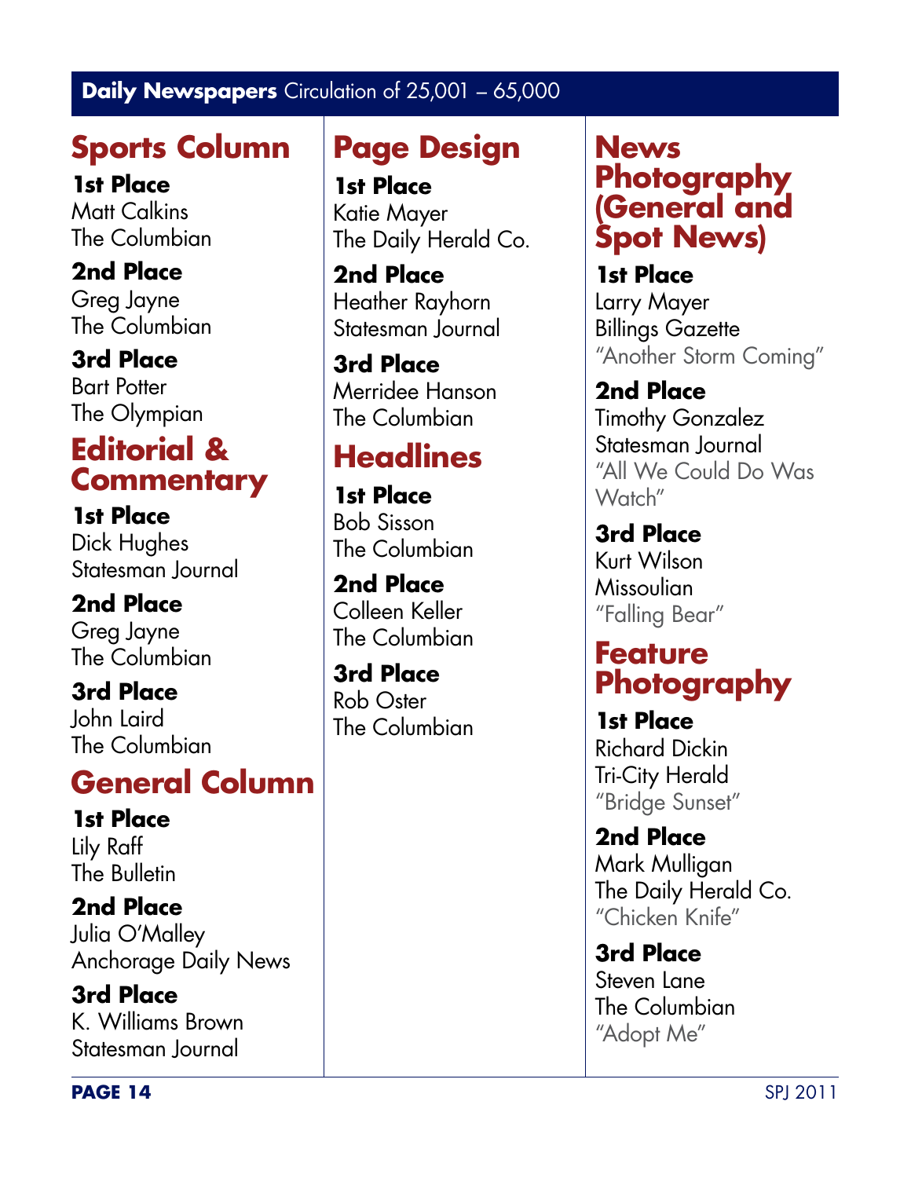## **Daily Newspapers** Circulation of 25,001 – 65,000

### Sports Column

**1st Place**
Matt Calkins
The Columbian

**2nd Place**
Greg Jayne
The Columbian

**3rd Place**
Bart Potter
The Olympian

### Editorial & Commentary

**1st Place**
Dick Hughes
Statesman Journal

**2nd Place**
Greg Jayne
The Columbian

**3rd Place**
John Laird
The Columbian

### General Column

**1st Place**
Lily Raff
The Bulletin

**2nd Place**
Julia O'Malley
Anchorage Daily News

**3rd Place**
K. Williams Brown
Statesman Journal

### Page Design

**1st Place**
Katie Mayer
The Daily Herald Co.

**2nd Place**
Heather Rayhorn
Statesman Journal

**3rd Place**
Merridee Hanson
The Columbian

### Headlines

**1st Place**
Bob Sisson
The Columbian

**2nd Place**
Colleen Keller
The Columbian

**3rd Place**
Rob Oster
The Columbian

### News Photography (General and Spot News)

**1st Place**
Larry Mayer
Billings Gazette
"Another Storm Coming"

**2nd Place**
Timothy Gonzalez
Statesman Journal
"All We Could Do Was Watch"

**3rd Place**
Kurt Wilson
Missoulian
"Falling Bear"

### Feature Photography

**1st Place**
Richard Dickin
Tri-City Herald
"Bridge Sunset"

**2nd Place**
Mark Mulligan
The Daily Herald Co.
"Chicken Knife"

**3rd Place**
Steven Lane
The Columbian
"Adopt Me"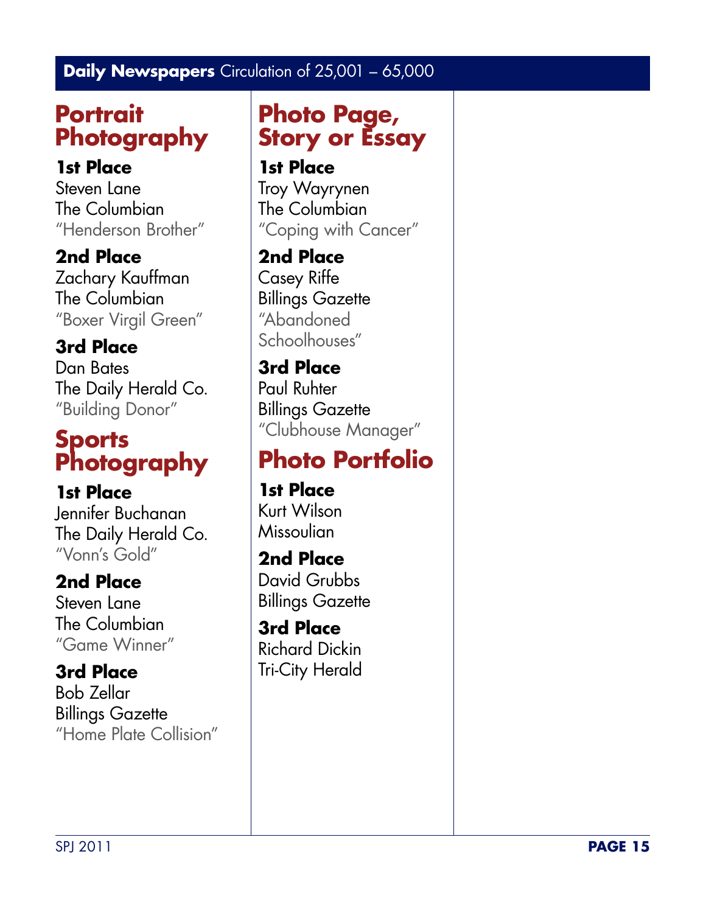**Daily Newspapers** Circulation of 25,001 – 65,000

## Portrait Photography

**1st Place**
Steven Lane
The Columbian
"Henderson Brother"

**2nd Place**
Zachary Kauffman
The Columbian
"Boxer Virgil Green"

**3rd Place**
Dan Bates
The Daily Herald Co.
"Building Donor"

## Sports Photography

**1st Place**
Jennifer Buchanan
The Daily Herald Co.
"Vonn's Gold"

**2nd Place**
Steven Lane
The Columbian
"Game Winner"

**3rd Place**
Bob Zellar
Billings Gazette
"Home Plate Collision"

## Photo Page, Story or Essay

**1st Place**
Troy Wayrynen
The Columbian
"Coping with Cancer"

**2nd Place**
Casey Riffe
Billings Gazette
"Abandoned Schoolhouses"

**3rd Place**
Paul Ruhter
Billings Gazette
"Clubhouse Manager"

## Photo Portfolio

**1st Place**
Kurt Wilson
Missoulian

**2nd Place**
David Grubbs
Billings Gazette

**3rd Place**
Richard Dickin
Tri-City Herald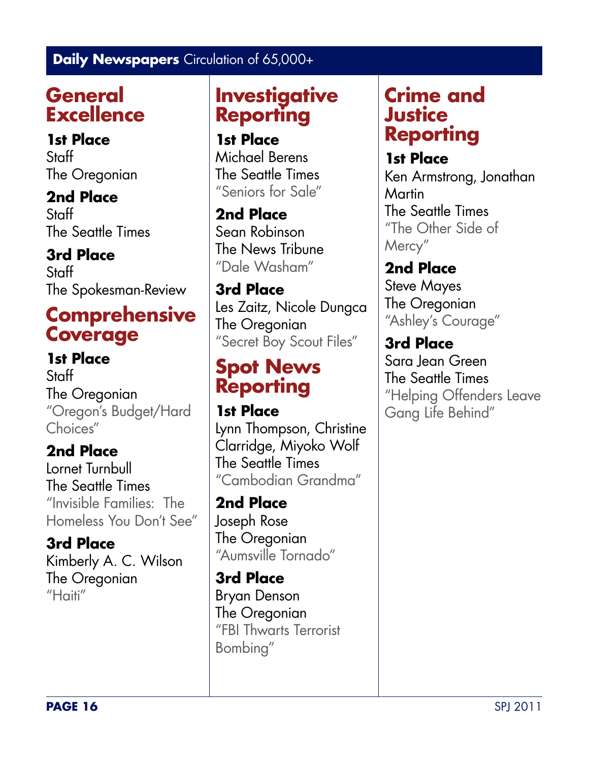## **Daily Newspapers** Circulation of 65,000+

### General Excellence

**1st Place**
Staff
The Oregonian

**2nd Place**
Staff
The Seattle Times

**3rd Place**
Staff
The Spokesman-Review

### Comprehensive Coverage

**1st Place**
Staff
The Oregonian
"Oregon's Budget/Hard Choices"

**2nd Place**
Lornet Turnbull
The Seattle Times
"Invisible Families: The Homeless You Don't See"

**3rd Place**
Kimberly A. C. Wilson
The Oregonian
"Haiti"

### Investigative Reporting

**1st Place**
Michael Berens
The Seattle Times
"Seniors for Sale"

**2nd Place**
Sean Robinson
The News Tribune
"Dale Washam"

**3rd Place**
Les Zaitz, Nicole Dungca
The Oregonian
"Secret Boy Scout Files"

### Spot News Reporting

**1st Place**
Lynn Thompson, Christine Clarridge, Miyoko Wolf
The Seattle Times
"Cambodian Grandma"

**2nd Place**
Joseph Rose
The Oregonian
"Aumsville Tornado"

**3rd Place**
Bryan Denson
The Oregonian
"FBI Thwarts Terrorist Bombing"

### Crime and Justice Reporting

**1st Place**
Ken Armstrong, Jonathan Martin
The Seattle Times
"The Other Side of Mercy"

**2nd Place**
Steve Mayes
The Oregonian
"Ashley's Courage"

**3rd Place**
Sara Jean Green
The Seattle Times
"Helping Offenders Leave Gang Life Behind"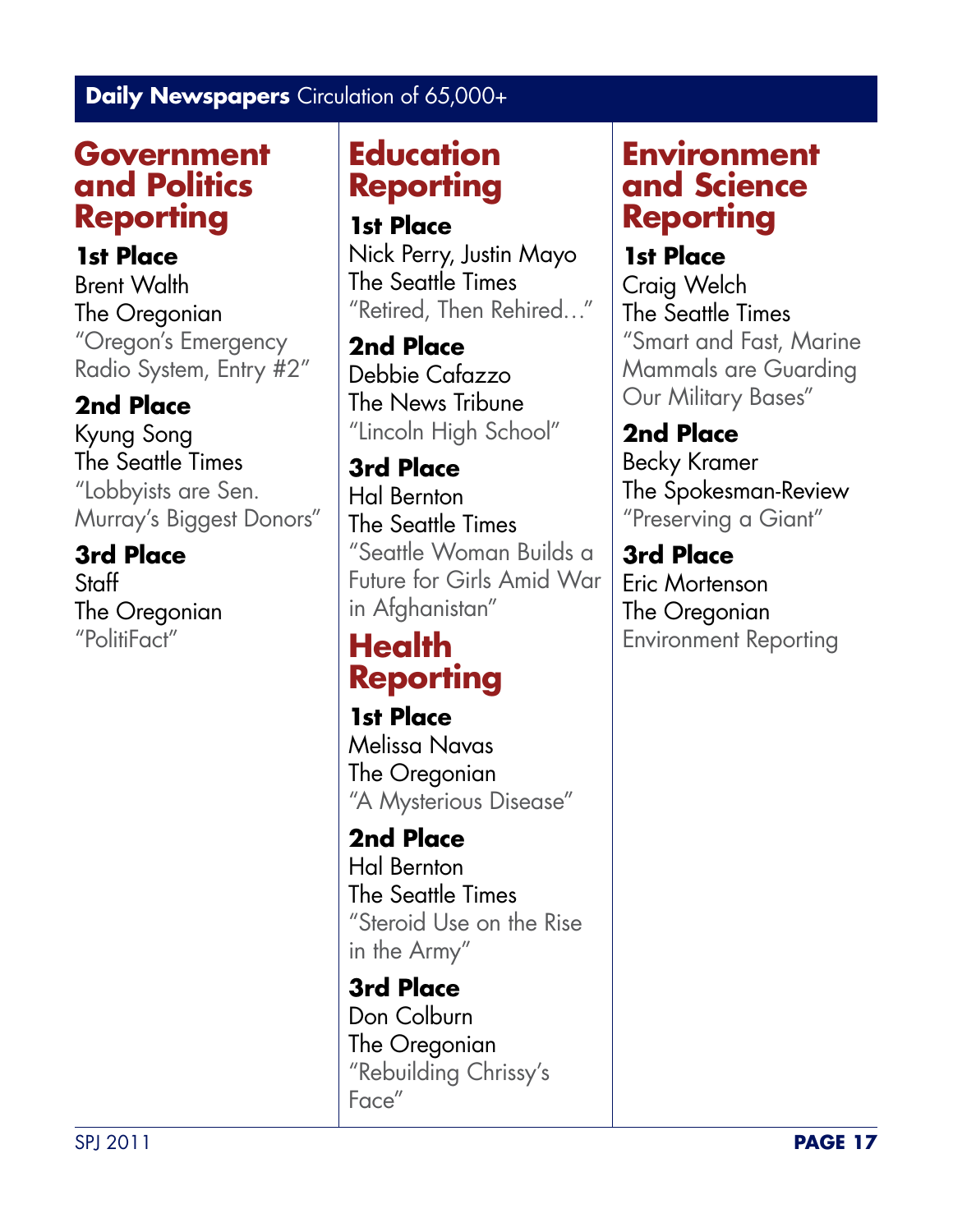**Daily Newspapers** Circulation of 65,000+

## Government and Politics Reporting

**1st Place**
Brent Walth
The Oregonian
"Oregon's Emergency Radio System, Entry #2"

**2nd Place**
Kyung Song
The Seattle Times
"Lobbyists are Sen. Murray's Biggest Donors"

**3rd Place**
Staff
The Oregonian
"PolitiFact"

## Education Reporting

**1st Place**
Nick Perry, Justin Mayo
The Seattle Times
"Retired, Then Rehired…"

**2nd Place**
Debbie Cafazzo
The News Tribune
"Lincoln High School"

**3rd Place**
Hal Bernton
The Seattle Times
"Seattle Woman Builds a Future for Girls Amid War in Afghanistan"

## Health Reporting

**1st Place**
Melissa Navas
The Oregonian
"A Mysterious Disease"

**2nd Place**
Hal Bernton
The Seattle Times
"Steroid Use on the Rise in the Army"

**3rd Place**
Don Colburn
The Oregonian
"Rebuilding Chrissy's Face"

## Environment and Science Reporting

**1st Place**
Craig Welch
The Seattle Times
"Smart and Fast, Marine Mammals are Guarding Our Military Bases"

**2nd Place**
Becky Kramer
The Spokesman-Review
"Preserving a Giant"

**3rd Place**
Eric Mortenson
The Oregonian
Environment Reporting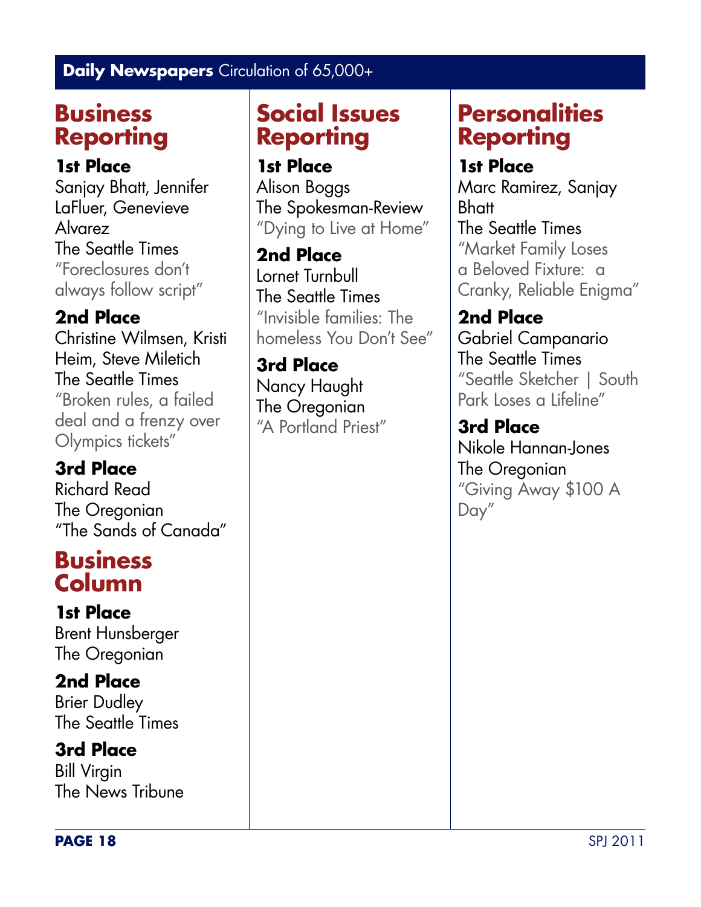## Daily Newspapers Circulation of 65,000+

### Business Reporting

**1st Place**
Sanjay Bhatt, Jennifer LaFluer, Genevieve Alvarez
The Seattle Times
"Foreclosures don't always follow script"

**2nd Place**
Christine Wilmsen, Kristi Heim, Steve Miletich
The Seattle Times
"Broken rules, a failed deal and a frenzy over Olympics tickets"

**3rd Place**
Richard Read
The Oregonian
"The Sands of Canada"

### Business Column

**1st Place**
Brent Hunsberger
The Oregonian

**2nd Place**
Brier Dudley
The Seattle Times

**3rd Place**
Bill Virgin
The News Tribune

### Social Issues Reporting

**1st Place**
Alison Boggs
The Spokesman-Review
"Dying to Live at Home"

**2nd Place**
Lornet Turnbull
The Seattle Times
"Invisible families: The homeless You Don't See"

**3rd Place**
Nancy Haught
The Oregonian
"A Portland Priest"

### Personalities Reporting

**1st Place**
Marc Ramirez, Sanjay Bhatt
The Seattle Times
"Market Family Loses a Beloved Fixture: a Cranky, Reliable Enigma"

**2nd Place**
Gabriel Campanario
The Seattle Times
"Seattle Sketcher | South Park Loses a Lifeline"

**3rd Place**
Nikole Hannan-Jones
The Oregonian
"Giving Away $100 A Day"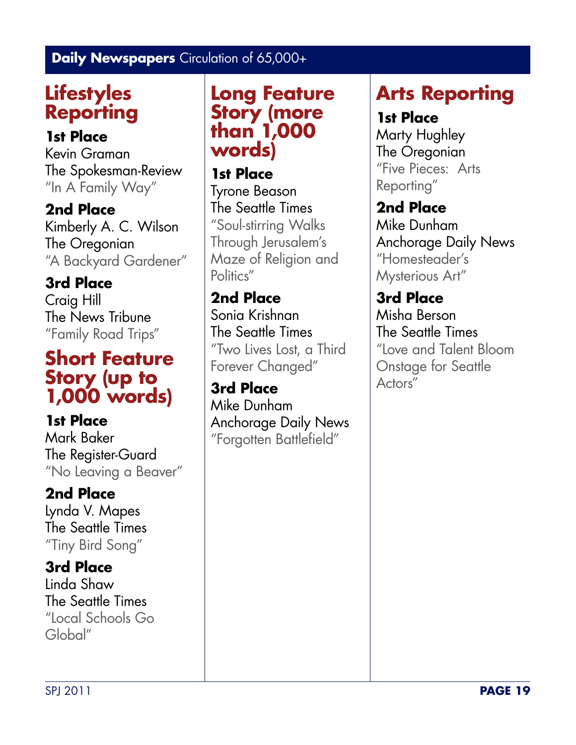**Daily Newspapers** Circulation of 65,000+

## Lifestyles Reporting

**1st Place**
Kevin Graman
The Spokesman-Review
"In A Family Way"

**2nd Place**
Kimberly A. C. Wilson
The Oregonian
"A Backyard Gardener"

**3rd Place**
Craig Hill
The News Tribune
"Family Road Trips"

## Short Feature Story (up to 1,000 words)

**1st Place**
Mark Baker
The Register-Guard
"No Leaving a Beaver"

**2nd Place**
Lynda V. Mapes
The Seattle Times
"Tiny Bird Song"

**3rd Place**
Linda Shaw
The Seattle Times
"Local Schools Go Global"

## Long Feature Story (more than 1,000 words)

**1st Place**
Tyrone Beason
The Seattle Times
"Soul-stirring Walks Through Jerusalem's Maze of Religion and Politics"

**2nd Place**
Sonia Krishnan
The Seattle Times
"Two Lives Lost, a Third Forever Changed"

**3rd Place**
Mike Dunham
Anchorage Daily News
"Forgotten Battlefield"

## Arts Reporting

**1st Place**
Marty Hughley
The Oregonian
"Five Pieces: Arts Reporting"

**2nd Place**
Mike Dunham
Anchorage Daily News
"Homesteader's Mysterious Art"

**3rd Place**
Misha Berson
The Seattle Times
"Love and Talent Bloom Onstage for Seattle Actors"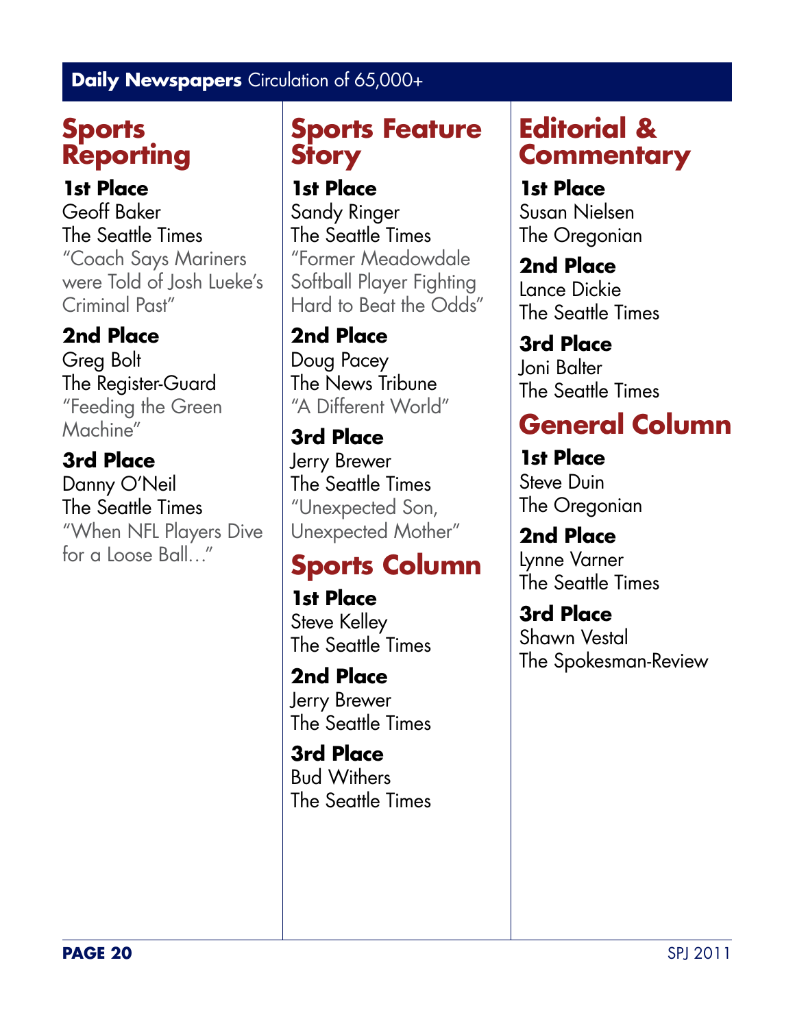## **Daily Newspapers** Circulation of 65,000+

### Sports Reporting

**1st Place**
Geoff Baker
The Seattle Times
"Coach Says Mariners were Told of Josh Lueke's Criminal Past"

**2nd Place**
Greg Bolt
The Register-Guard
"Feeding the Green Machine"

**3rd Place**
Danny O'Neil
The Seattle Times
"When NFL Players Dive for a Loose Ball…"

### Sports Feature Story

**1st Place**
Sandy Ringer
The Seattle Times
"Former Meadowdale Softball Player Fighting Hard to Beat the Odds"

**2nd Place**
Doug Pacey
The News Tribune
"A Different World"

**3rd Place**
Jerry Brewer
The Seattle Times
"Unexpected Son, Unexpected Mother"

### Sports Column

**1st Place**
Steve Kelley
The Seattle Times

**2nd Place**
Jerry Brewer
The Seattle Times

**3rd Place**
Bud Withers
The Seattle Times

### Editorial & Commentary

**1st Place**
Susan Nielsen
The Oregonian

**2nd Place**
Lance Dickie
The Seattle Times

**3rd Place**
Joni Balter
The Seattle Times

### General Column

**1st Place**
Steve Duin
The Oregonian

**2nd Place**
Lynne Varner
The Seattle Times

**3rd Place**
Shawn Vestal
The Spokesman-Review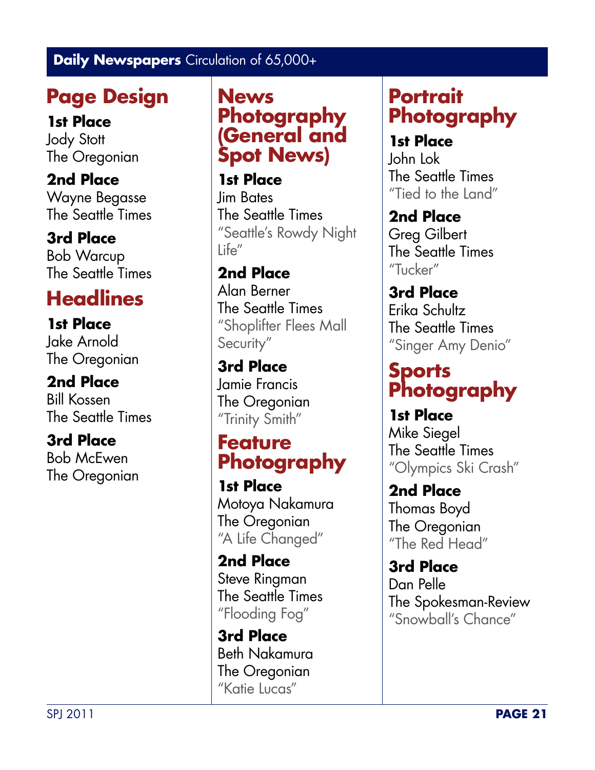## Daily Newspapers Circulation of 65,000+

### Page Design

**1st Place**
Jody Stott
The Oregonian

**2nd Place**
Wayne Begasse
The Seattle Times

**3rd Place**
Bob Warcup
The Seattle Times

### Headlines

**1st Place**
Jake Arnold
The Oregonian

**2nd Place**
Bill Kossen
The Seattle Times

**3rd Place**
Bob McEwen
The Oregonian

### News Photography (General and Spot News)

**1st Place**
Jim Bates
The Seattle Times
"Seattle's Rowdy Night Life"

**2nd Place**
Alan Berner
The Seattle Times
"Shoplifter Flees Mall Security"

**3rd Place**
Jamie Francis
The Oregonian
"Trinity Smith"

### Feature Photography

**1st Place**
Motoya Nakamura
The Oregonian
"A Life Changed"

**2nd Place**
Steve Ringman
The Seattle Times
"Flooding Fog"

**3rd Place**
Beth Nakamura
The Oregonian
"Katie Lucas"

### Portrait Photography

**1st Place**
John Lok
The Seattle Times
"Tied to the Land"

**2nd Place**
Greg Gilbert
The Seattle Times
"Tucker"

**3rd Place**
Erika Schultz
The Seattle Times
"Singer Amy Denio"

### Sports Photography

**1st Place**
Mike Siegel
The Seattle Times
"Olympics Ski Crash"

**2nd Place**
Thomas Boyd
The Oregonian
"The Red Head"

**3rd Place**
Dan Pelle
The Spokesman-Review
"Snowball's Chance"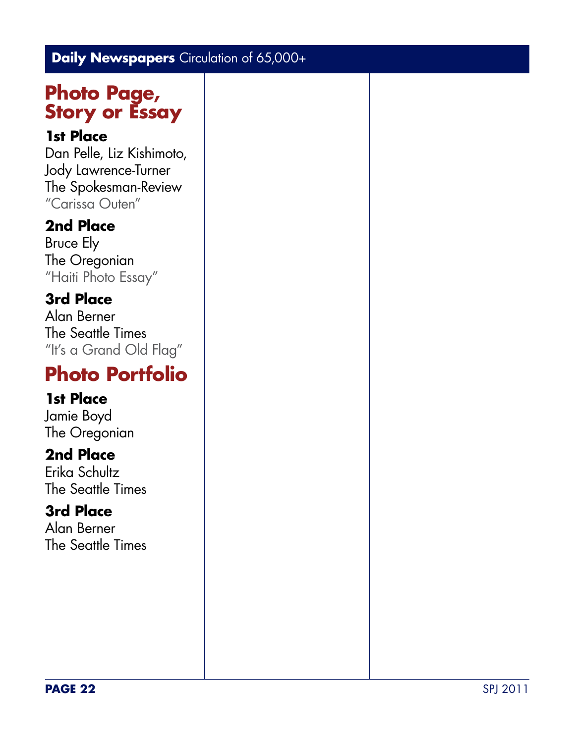**Daily Newspapers** Circulation of 65,000+

## Photo Page, Story or Essay

**1st Place**
Dan Pelle, Liz Kishimoto, Jody Lawrence-Turner
The Spokesman-Review
"Carissa Outen"

**2nd Place**
Bruce Ely
The Oregonian
"Haiti Photo Essay"

**3rd Place**
Alan Berner
The Seattle Times
"It's a Grand Old Flag"

## Photo Portfolio

**1st Place**
Jamie Boyd
The Oregonian

**2nd Place**
Erika Schultz
The Seattle Times

**3rd Place**
Alan Berner
The Seattle Times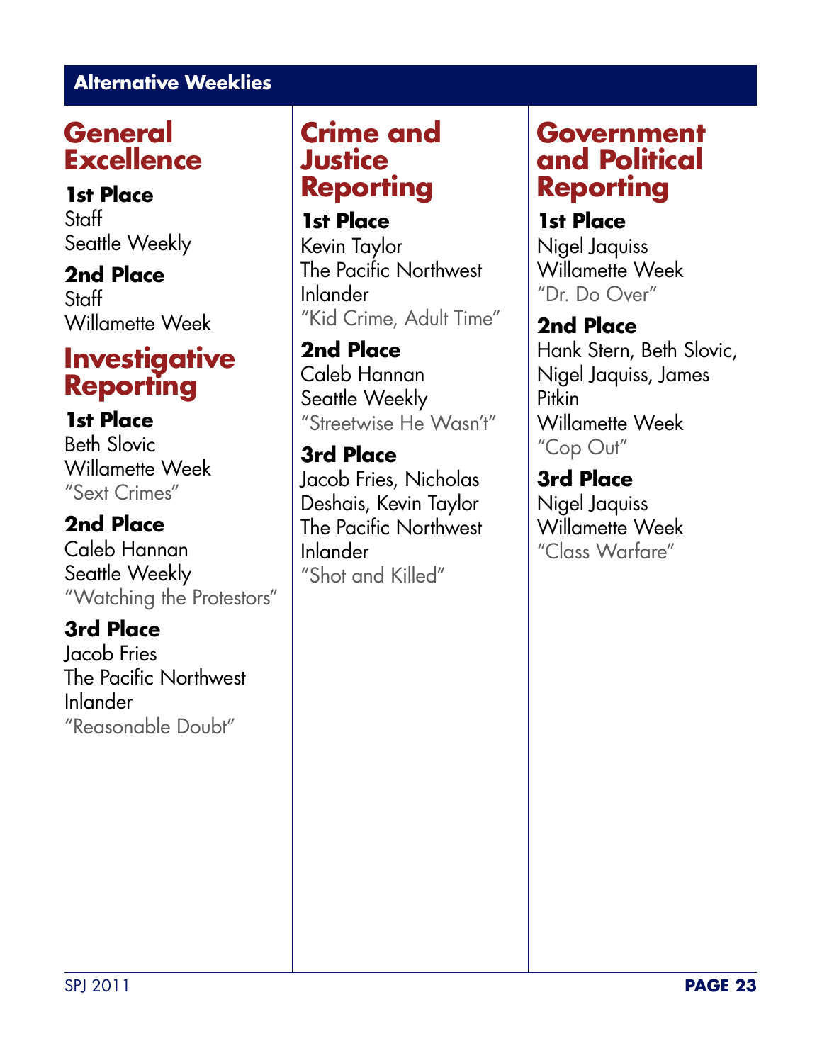# Alternative Weeklies

## General Excellence

**1st Place**
Staff
Seattle Weekly

**2nd Place**
Staff
Willamette Week

## Investigative Reporting

**1st Place**
Beth Slovic
Willamette Week
"Sext Crimes"

**2nd Place**
Caleb Hannan
Seattle Weekly
"Watching the Protestors"

**3rd Place**
Jacob Fries
The Pacific Northwest Inlander
"Reasonable Doubt"

## Crime and Justice Reporting

**1st Place**
Kevin Taylor
The Pacific Northwest Inlander
"Kid Crime, Adult Time"

**2nd Place**
Caleb Hannan
Seattle Weekly
"Streetwise He Wasn't"

**3rd Place**
Jacob Fries, Nicholas Deshais, Kevin Taylor
The Pacific Northwest Inlander
"Shot and Killed"

## Government and Political Reporting

**1st Place**
Nigel Jaquiss
Willamette Week
"Dr. Do Over"

**2nd Place**
Hank Stern, Beth Slovic, Nigel Jaquiss, James Pitkin
Willamette Week
"Cop Out"

**3rd Place**
Nigel Jaquiss
Willamette Week
"Class Warfare"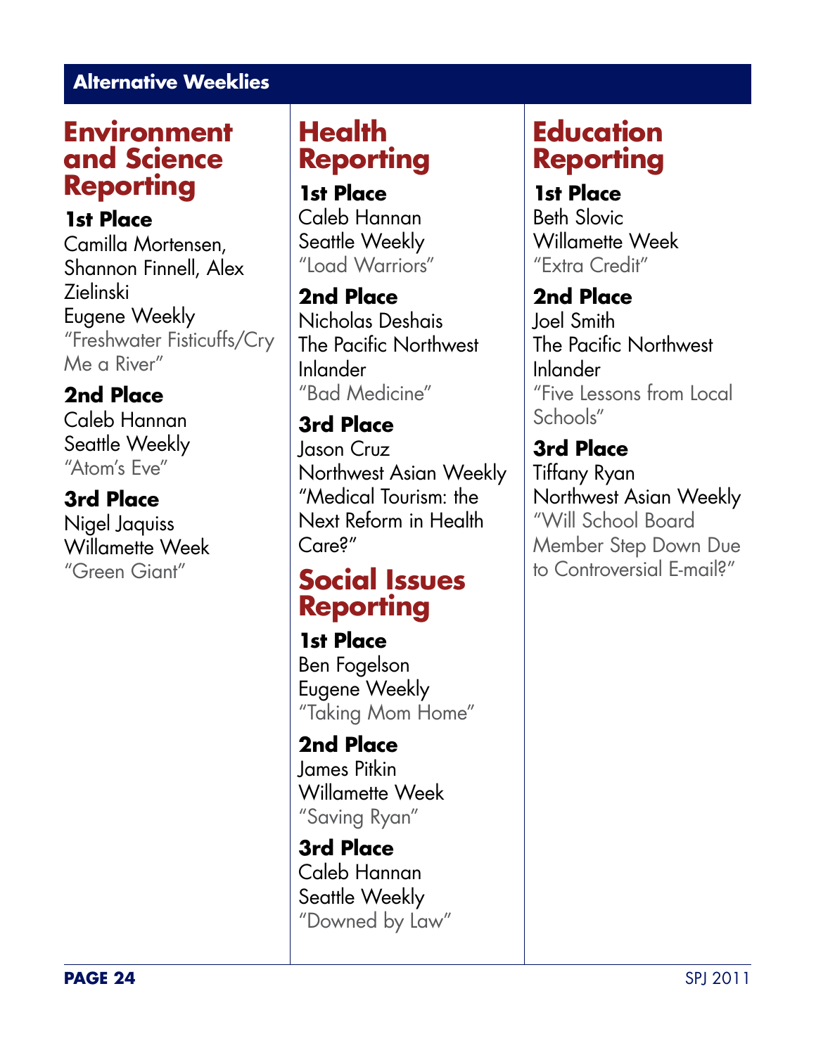## Alternative Weeklies

### Environment and Science Reporting

**1st Place**
Camilla Mortensen, Shannon Finnell, Alex Zielinski
Eugene Weekly
"Freshwater Fisticuffs/Cry Me a River"

**2nd Place**
Caleb Hannan
Seattle Weekly
"Atom's Eve"

**3rd Place**
Nigel Jaquiss
Willamette Week
"Green Giant"

### Health Reporting

**1st Place**
Caleb Hannan
Seattle Weekly
"Load Warriors"

**2nd Place**
Nicholas Deshais
The Pacific Northwest Inlander
"Bad Medicine"

**3rd Place**
Jason Cruz
Northwest Asian Weekly
"Medical Tourism: the Next Reform in Health Care?"

### Social Issues Reporting

**1st Place**
Ben Fogelson
Eugene Weekly
"Taking Mom Home"

**2nd Place**
James Pitkin
Willamette Week
"Saving Ryan"

**3rd Place**
Caleb Hannan
Seattle Weekly
"Downed by Law"

### Education Reporting

**1st Place**
Beth Slovic
Willamette Week
"Extra Credit"

**2nd Place**
Joel Smith
The Pacific Northwest Inlander
"Five Lessons from Local Schools"

**3rd Place**
Tiffany Ryan
Northwest Asian Weekly
"Will School Board Member Step Down Due to Controversial E-mail?"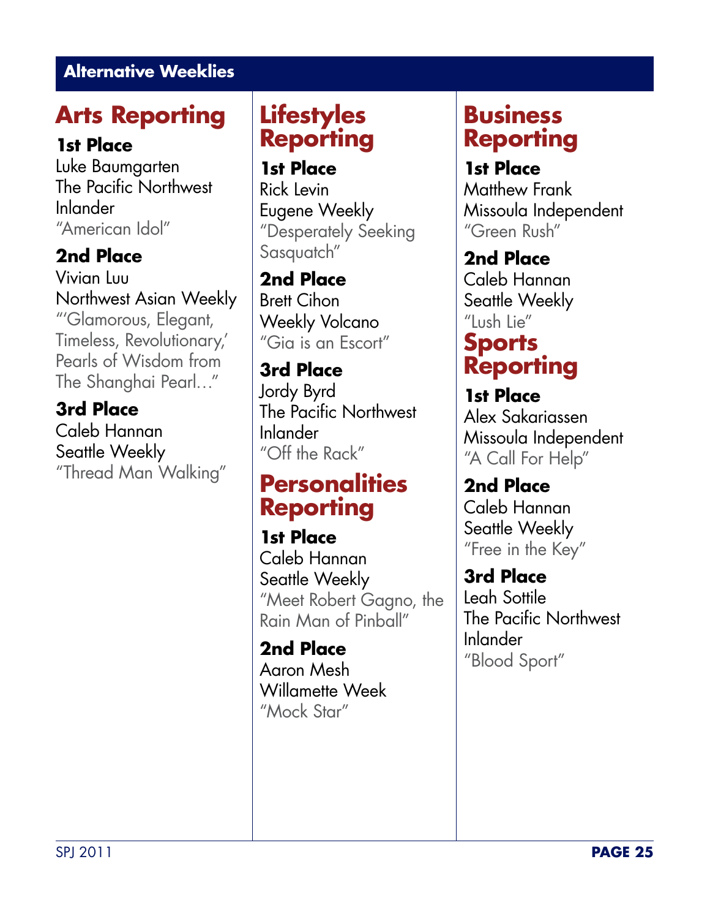## Alternative Weeklies

### Arts Reporting

**1st Place**
Luke Baumgarten
The Pacific Northwest Inlander
"American Idol"

**2nd Place**
Vivian Luu
Northwest Asian Weekly
"'Glamorous, Elegant, Timeless, Revolutionary,' Pearls of Wisdom from The Shanghai Pearl…"

**3rd Place**
Caleb Hannan
Seattle Weekly
"Thread Man Walking"

### Lifestyles Reporting

**1st Place**
Rick Levin
Eugene Weekly
"Desperately Seeking Sasquatch"

**2nd Place**
Brett Cihon
Weekly Volcano
"Gia is an Escort"

**3rd Place**
Jordy Byrd
The Pacific Northwest Inlander
"Off the Rack"

### Personalities Reporting

**1st Place**
Caleb Hannan
Seattle Weekly
"Meet Robert Gagno, the Rain Man of Pinball"

**2nd Place**
Aaron Mesh
Willamette Week
"Mock Star"

### Business Reporting

**1st Place**
Matthew Frank
Missoula Independent
"Green Rush"

**2nd Place**
Caleb Hannan
Seattle Weekly
"Lush Lie"

### Sports Reporting

**1st Place**
Alex Sakariassen
Missoula Independent
"A Call For Help"

**2nd Place**
Caleb Hannan
Seattle Weekly
"Free in the Key"

**3rd Place**
Leah Sottile
The Pacific Northwest Inlander
"Blood Sport"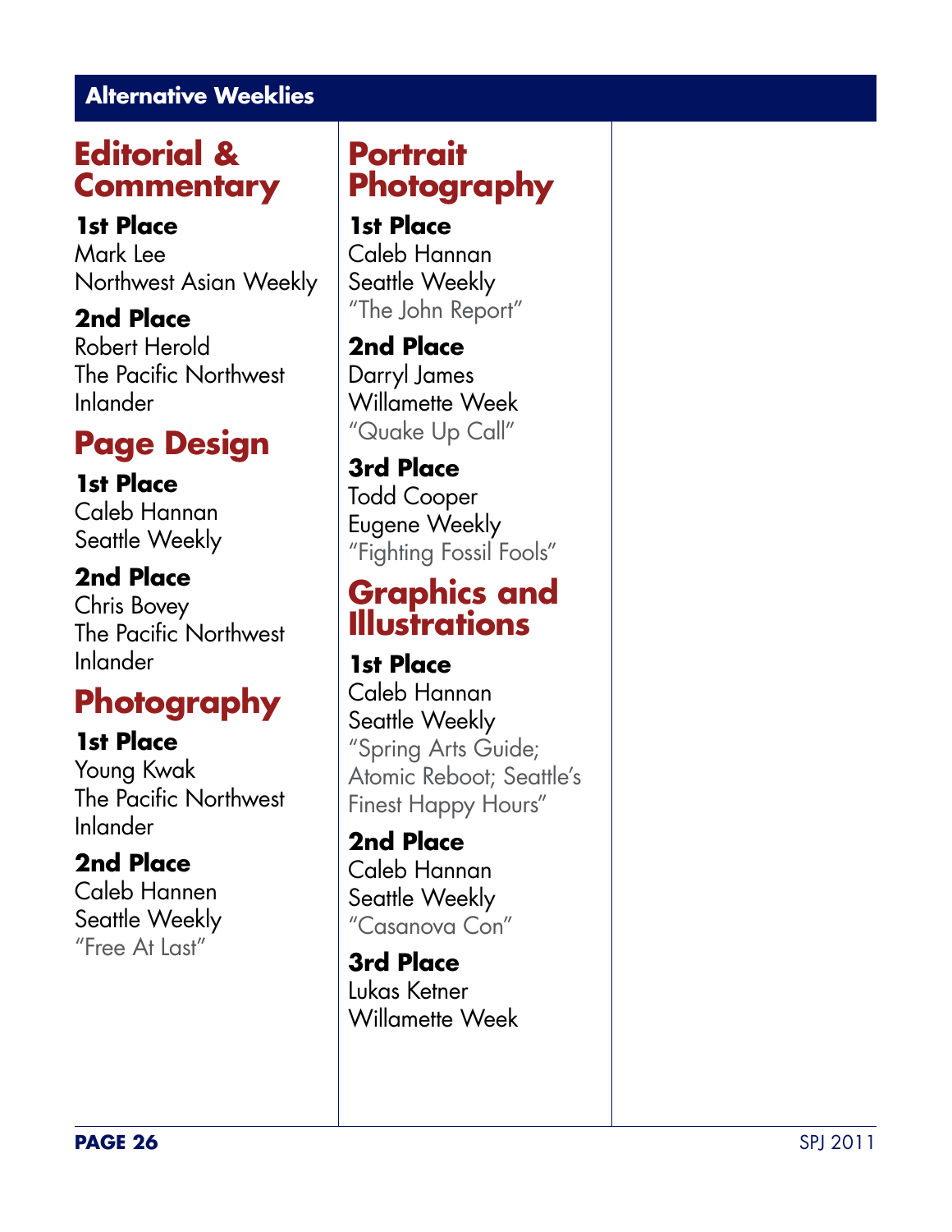## Alternative Weeklies

### Editorial & Commentary

**1st Place**
Mark Lee
Northwest Asian Weekly

**2nd Place**
Robert Herold
The Pacific Northwest Inlander

### Page Design

**1st Place**
Caleb Hannan
Seattle Weekly

**2nd Place**
Chris Bovey
The Pacific Northwest Inlander

### Photography

**1st Place**
Young Kwak
The Pacific Northwest Inlander

**2nd Place**
Caleb Hannen
Seattle Weekly
"Free At Last"

### Portrait Photography

**1st Place**
Caleb Hannan
Seattle Weekly
"The John Report"

**2nd Place**
Darryl James
Willamette Week
"Quake Up Call"

**3rd Place**
Todd Cooper
Eugene Weekly
"Fighting Fossil Fools"

### Graphics and Illustrations

**1st Place**
Caleb Hannan
Seattle Weekly
"Spring Arts Guide; Atomic Reboot; Seattle's Finest Happy Hours"

**2nd Place**
Caleb Hannan
Seattle Weekly
"Casanova Con"

**3rd Place**
Lukas Ketner
Willamette Week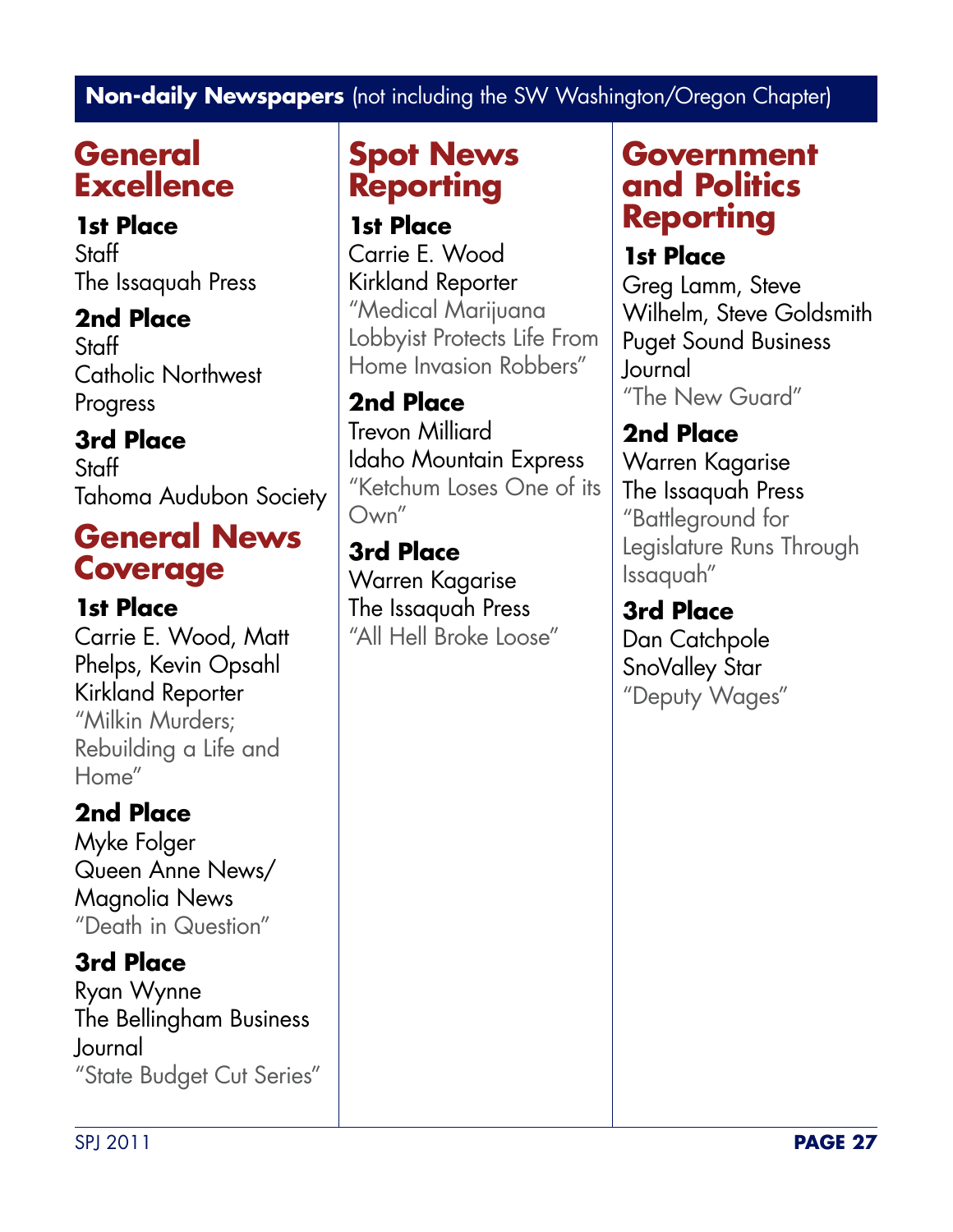## **Non-daily Newspapers** (not including the SW Washington/Oregon Chapter)

### General Excellence

**1st Place**
Staff
The Issaquah Press

**2nd Place**
Staff
Catholic Northwest Progress

**3rd Place**
Staff
Tahoma Audubon Society

### General News Coverage

**1st Place**
Carrie E. Wood, Matt Phelps, Kevin Opsahl
Kirkland Reporter
"Milkin Murders; Rebuilding a Life and Home"

**2nd Place**
Myke Folger
Queen Anne News/ Magnolia News
"Death in Question"

**3rd Place**
Ryan Wynne
The Bellingham Business Journal
"State Budget Cut Series"

### Spot News Reporting

**1st Place**
Carrie E. Wood
Kirkland Reporter
"Medical Marijuana Lobbyist Protects Life From Home Invasion Robbers"

**2nd Place**
Trevon Milliard
Idaho Mountain Express
"Ketchum Loses One of its Own"

**3rd Place**
Warren Kagarise
The Issaquah Press
"All Hell Broke Loose"

### Government and Politics Reporting

**1st Place**
Greg Lamm, Steve Wilhelm, Steve Goldsmith
Puget Sound Business Journal
"The New Guard"

**2nd Place**
Warren Kagarise
The Issaquah Press
"Battleground for Legislature Runs Through Issaquah"

**3rd Place**
Dan Catchpole
SnoValley Star
"Deputy Wages"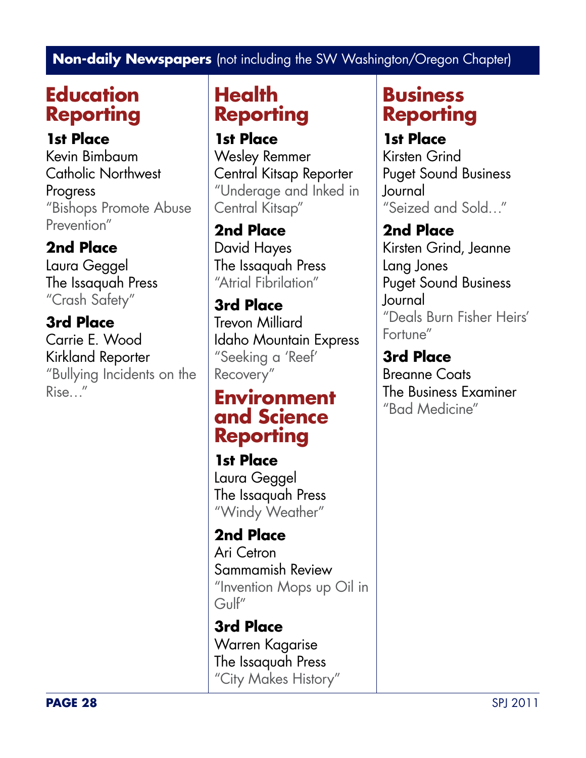**Non-daily Newspapers** (not including the SW Washington/Oregon Chapter)

## Education Reporting

**1st Place**
Kevin Bimbaum
Catholic Northwest Progress
"Bishops Promote Abuse Prevention"

**2nd Place**
Laura Geggel
The Issaquah Press
"Crash Safety"

**3rd Place**
Carrie E. Wood
Kirkland Reporter
"Bullying Incidents on the Rise…"

## Health Reporting

**1st Place**
Wesley Remmer
Central Kitsap Reporter
"Underage and Inked in Central Kitsap"

**2nd Place**
David Hayes
The Issaquah Press
"Atrial Fibrilation"

**3rd Place**
Trevon Milliard
Idaho Mountain Express
"Seeking a 'Reef' Recovery"

## Environment and Science Reporting

**1st Place**
Laura Geggel
The Issaquah Press
"Windy Weather"

**2nd Place**
Ari Cetron
Sammamish Review
"Invention Mops up Oil in Gulf"

**3rd Place**
Warren Kagarise
The Issaquah Press
"City Makes History"

## Business Reporting

**1st Place**
Kirsten Grind
Puget Sound Business Journal
"Seized and Sold…"

**2nd Place**
Kirsten Grind, Jeanne Lang Jones
Puget Sound Business Journal
"Deals Burn Fisher Heirs' Fortune"

**3rd Place**
Breanne Coats
The Business Examiner
"Bad Medicine"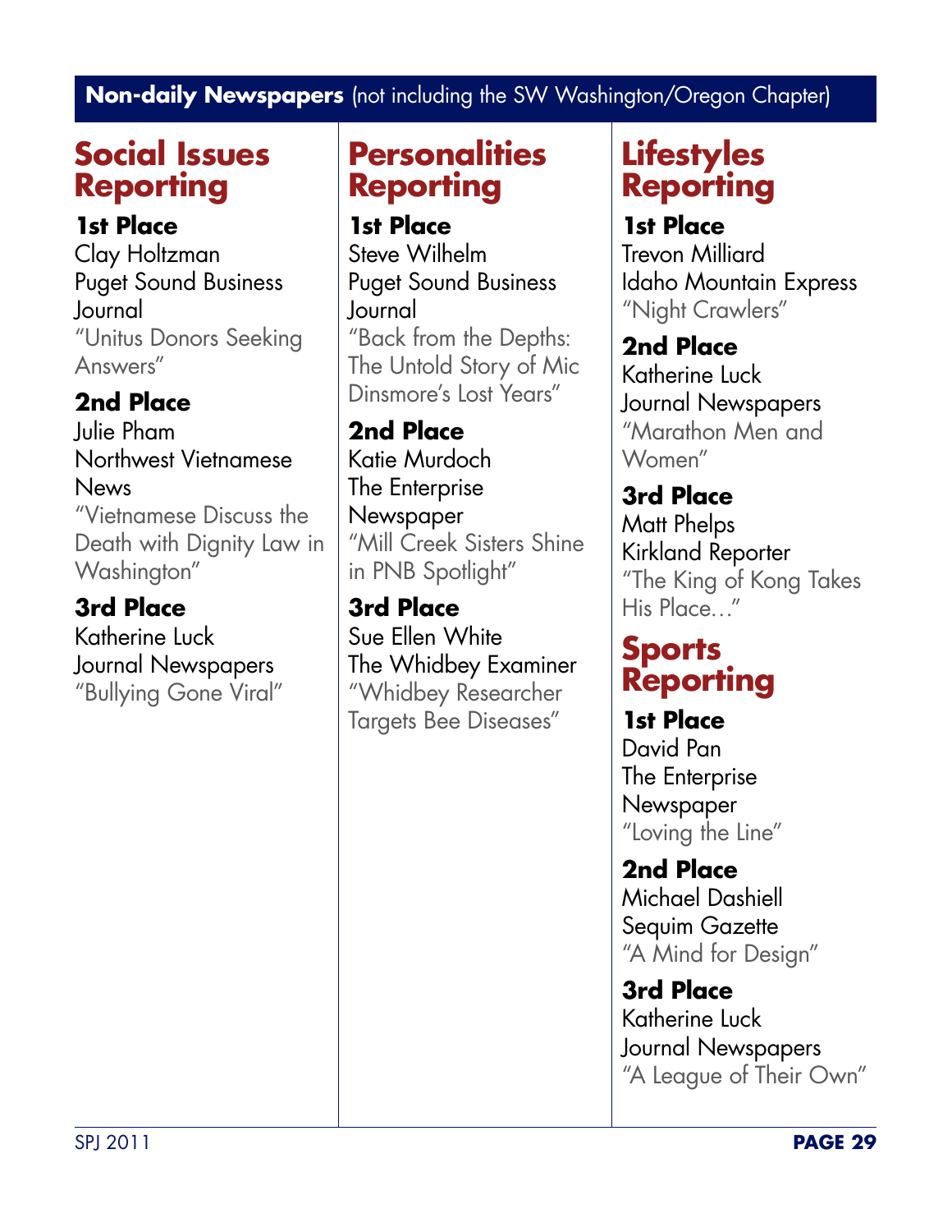**Non-daily Newspapers** (not including the SW Washington/Oregon Chapter)

## Social Issues Reporting

**1st Place**
Clay Holtzman
Puget Sound Business Journal
"Unitus Donors Seeking Answers"

**2nd Place**
Julie Pham
Northwest Vietnamese News
"Vietnamese Discuss the Death with Dignity Law in Washington"

**3rd Place**
Katherine Luck
Journal Newspapers
"Bullying Gone Viral"

## Personalities Reporting

**1st Place**
Steve Wilhelm
Puget Sound Business Journal
"Back from the Depths: The Untold Story of Mic Dinsmore's Lost Years"

**2nd Place**
Katie Murdoch
The Enterprise Newspaper
"Mill Creek Sisters Shine in PNB Spotlight"

**3rd Place**
Sue Ellen White
The Whidbey Examiner
"Whidbey Researcher Targets Bee Diseases"

## Lifestyles Reporting

**1st Place**
Trevon Milliard
Idaho Mountain Express
"Night Crawlers"

**2nd Place**
Katherine Luck
Journal Newspapers
"Marathon Men and Women"

**3rd Place**
Matt Phelps
Kirkland Reporter
"The King of Kong Takes His Place…"

## Sports Reporting

**1st Place**
David Pan
The Enterprise Newspaper
"Loving the Line"

**2nd Place**
Michael Dashiell
Sequim Gazette
"A Mind for Design"

**3rd Place**
Katherine Luck
Journal Newspapers
"A League of Their Own"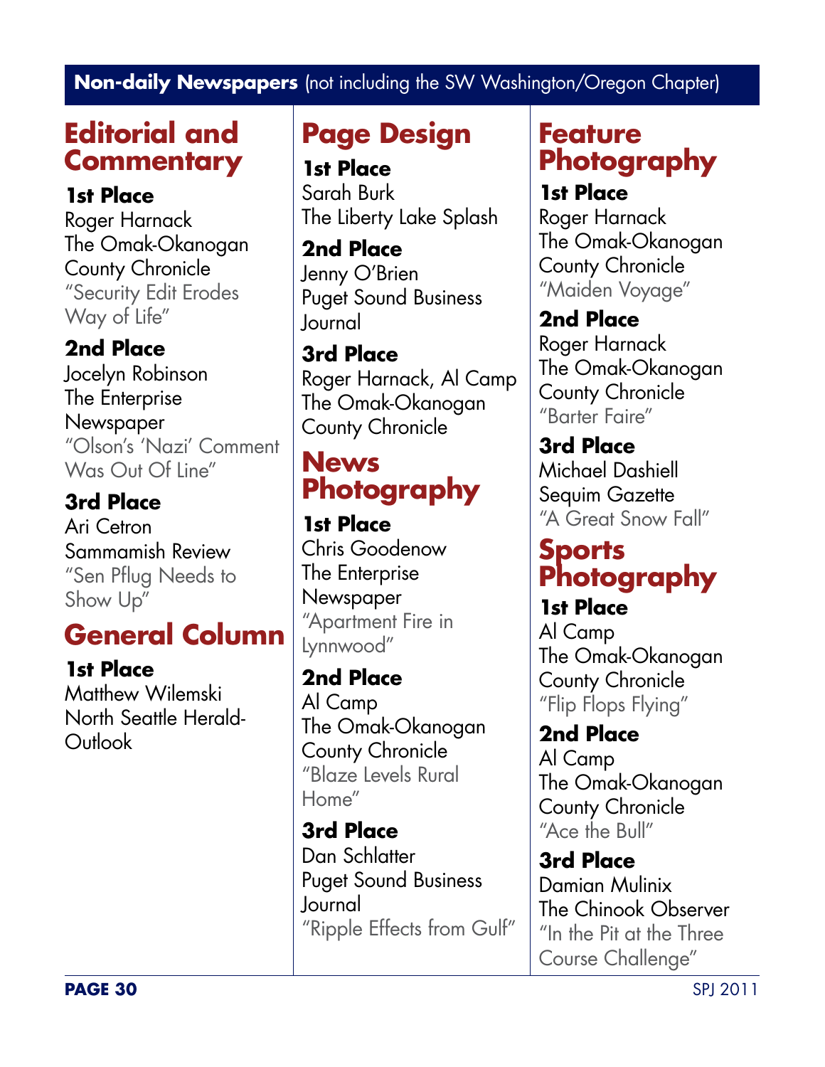**Non-daily Newspapers** (not including the SW Washington/Oregon Chapter)

## Editorial and Commentary

**1st Place**
Roger Harnack
The Omak-Okanogan County Chronicle
"Security Edit Erodes Way of Life"

**2nd Place**
Jocelyn Robinson
The Enterprise Newspaper
"Olson's 'Nazi' Comment Was Out Of Line"

**3rd Place**
Ari Cetron
Sammamish Review
"Sen Pflug Needs to Show Up"

## General Column

**1st Place**
Matthew Wilemski
North Seattle Herald-Outlook

## Page Design

**1st Place**
Sarah Burk
The Liberty Lake Splash

**2nd Place**
Jenny O'Brien
Puget Sound Business Journal

**3rd Place**
Roger Harnack, Al Camp
The Omak-Okanogan County Chronicle

## News Photography

**1st Place**
Chris Goodenow
The Enterprise Newspaper
"Apartment Fire in Lynnwood"

**2nd Place**
Al Camp
The Omak-Okanogan County Chronicle
"Blaze Levels Rural Home"

**3rd Place**
Dan Schlatter
Puget Sound Business Journal
"Ripple Effects from Gulf"

## Feature Photography

**1st Place**
Roger Harnack
The Omak-Okanogan County Chronicle
"Maiden Voyage"

**2nd Place**
Roger Harnack
The Omak-Okanogan County Chronicle
"Barter Faire"

**3rd Place**
Michael Dashiell
Sequim Gazette
"A Great Snow Fall"

## Sports Photography

**1st Place**
Al Camp
The Omak-Okanogan County Chronicle
"Flip Flops Flying"

**2nd Place**
Al Camp
The Omak-Okanogan County Chronicle
"Ace the Bull"

**3rd Place**
Damian Mulinix
The Chinook Observer
"In the Pit at the Three Course Challenge"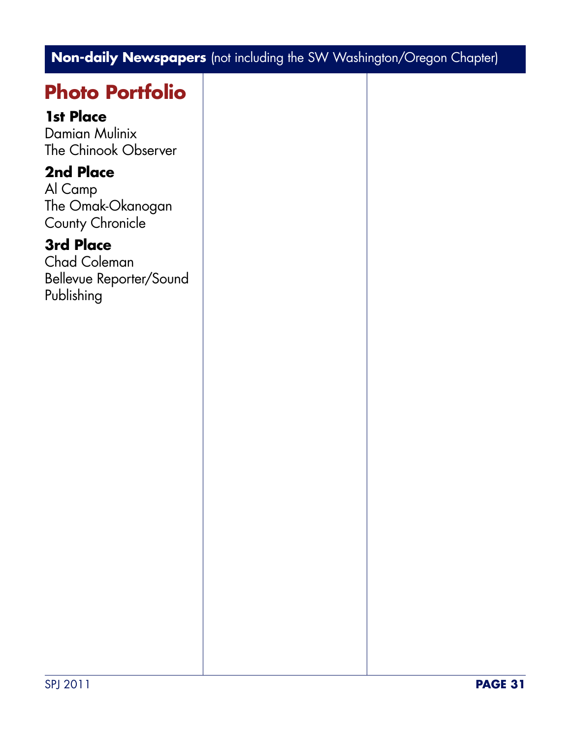**Non-daily Newspapers** (not including the SW Washington/Oregon Chapter)

## Photo Portfolio

**1st Place**
Damian Mulinix
The Chinook Observer

**2nd Place**
Al Camp
The Omak-Okanogan County Chronicle

**3rd Place**
Chad Coleman
Bellevue Reporter/Sound Publishing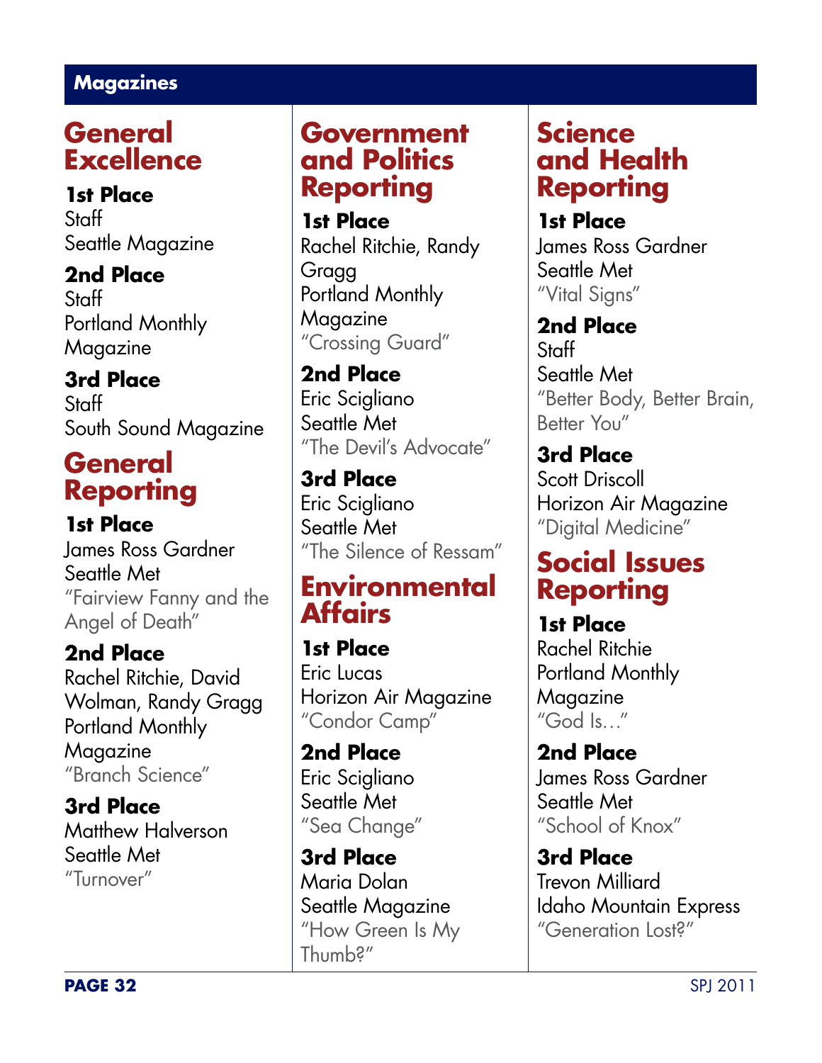## Magazines

### General Excellence

**1st Place**
Staff
Seattle Magazine

**2nd Place**
Staff
Portland Monthly Magazine

**3rd Place**
Staff
South Sound Magazine

### General Reporting

**1st Place**
James Ross Gardner
Seattle Met
"Fairview Fanny and the Angel of Death"

**2nd Place**
Rachel Ritchie, David Wolman, Randy Gragg
Portland Monthly Magazine
"Branch Science"

**3rd Place**
Matthew Halverson
Seattle Met
"Turnover"

### Government and Politics Reporting

**1st Place**
Rachel Ritchie, Randy Gragg
Portland Monthly Magazine
"Crossing Guard"

**2nd Place**
Eric Scigliano
Seattle Met
"The Devil's Advocate"

**3rd Place**
Eric Scigliano
Seattle Met
"The Silence of Ressam"

### Environmental Affairs

**1st Place**
Eric Lucas
Horizon Air Magazine
"Condor Camp"

**2nd Place**
Eric Scigliano
Seattle Met
"Sea Change"

**3rd Place**
Maria Dolan
Seattle Magazine
"How Green Is My Thumb?"

### Science and Health Reporting

**1st Place**
James Ross Gardner
Seattle Met
"Vital Signs"

**2nd Place**
Staff
Seattle Met
"Better Body, Better Brain, Better You"

**3rd Place**
Scott Driscoll
Horizon Air Magazine
"Digital Medicine"

### Social Issues Reporting

**1st Place**
Rachel Ritchie
Portland Monthly Magazine
"God Is…"

**2nd Place**
James Ross Gardner
Seattle Met
"School of Knox"

**3rd Place**
Trevon Milliard
Idaho Mountain Express
"Generation Lost?"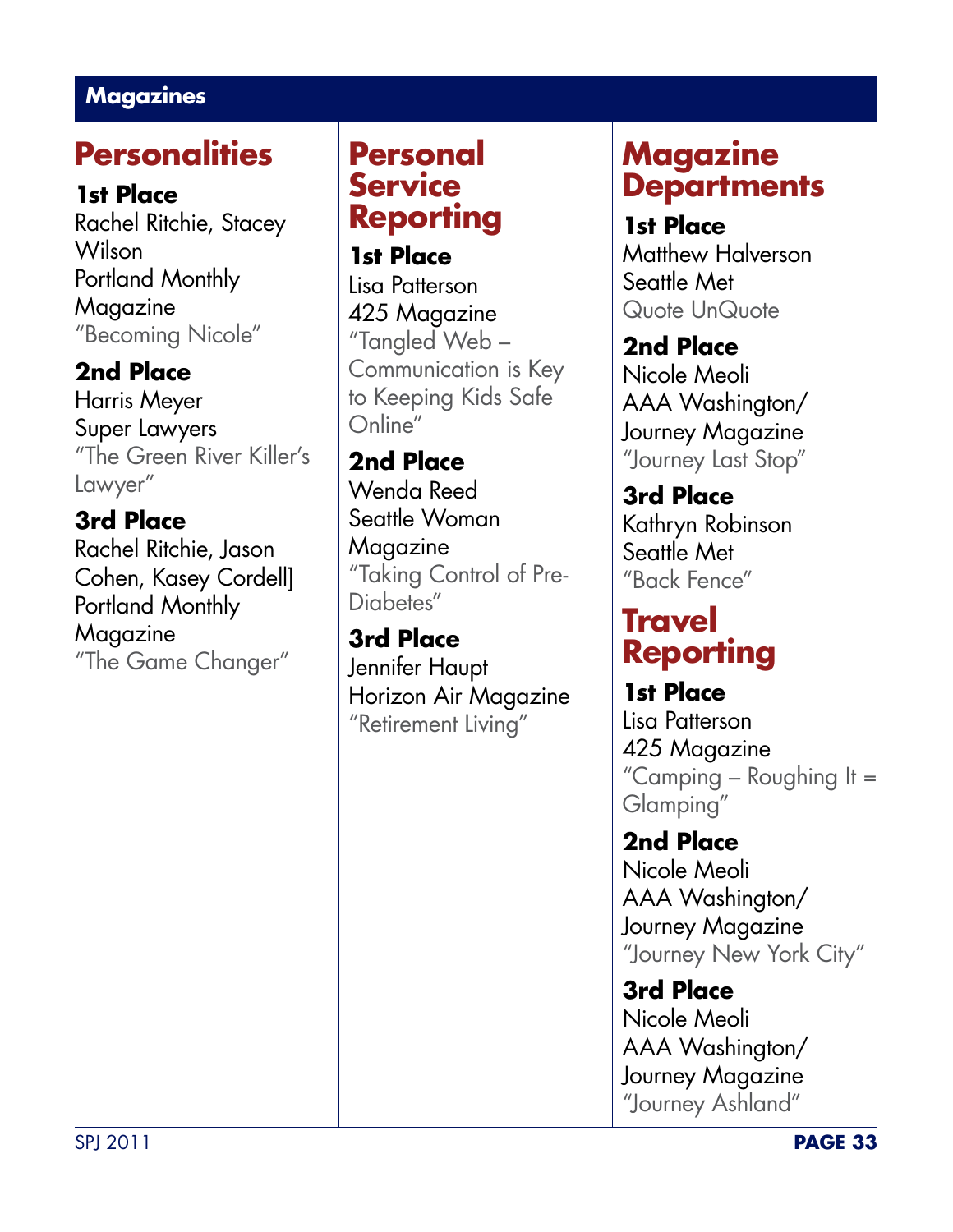## Magazines

### Personalities

**1st Place**
Rachel Ritchie, Stacey Wilson
Portland Monthly Magazine
"Becoming Nicole"

**2nd Place**
Harris Meyer
Super Lawyers
"The Green River Killer's Lawyer"

**3rd Place**
Rachel Ritchie, Jason Cohen, Kasey Cordell]
Portland Monthly Magazine
"The Game Changer"

### Personal Service Reporting

**1st Place**
Lisa Patterson
425 Magazine
"Tangled Web – Communication is Key to Keeping Kids Safe Online"

**2nd Place**
Wenda Reed
Seattle Woman Magazine
"Taking Control of Pre-Diabetes"

**3rd Place**
Jennifer Haupt
Horizon Air Magazine
"Retirement Living"

### Magazine Departments

**1st Place**
Matthew Halverson
Seattle Met
Quote UnQuote

**2nd Place**
Nicole Meoli
AAA Washington/ Journey Magazine
"Journey Last Stop"

**3rd Place**
Kathryn Robinson
Seattle Met
"Back Fence"

### Travel Reporting

**1st Place**
Lisa Patterson
425 Magazine
"Camping – Roughing It = Glamping"

**2nd Place**
Nicole Meoli
AAA Washington/ Journey Magazine
"Journey New York City"

**3rd Place**
Nicole Meoli
AAA Washington/ Journey Magazine
"Journey Ashland"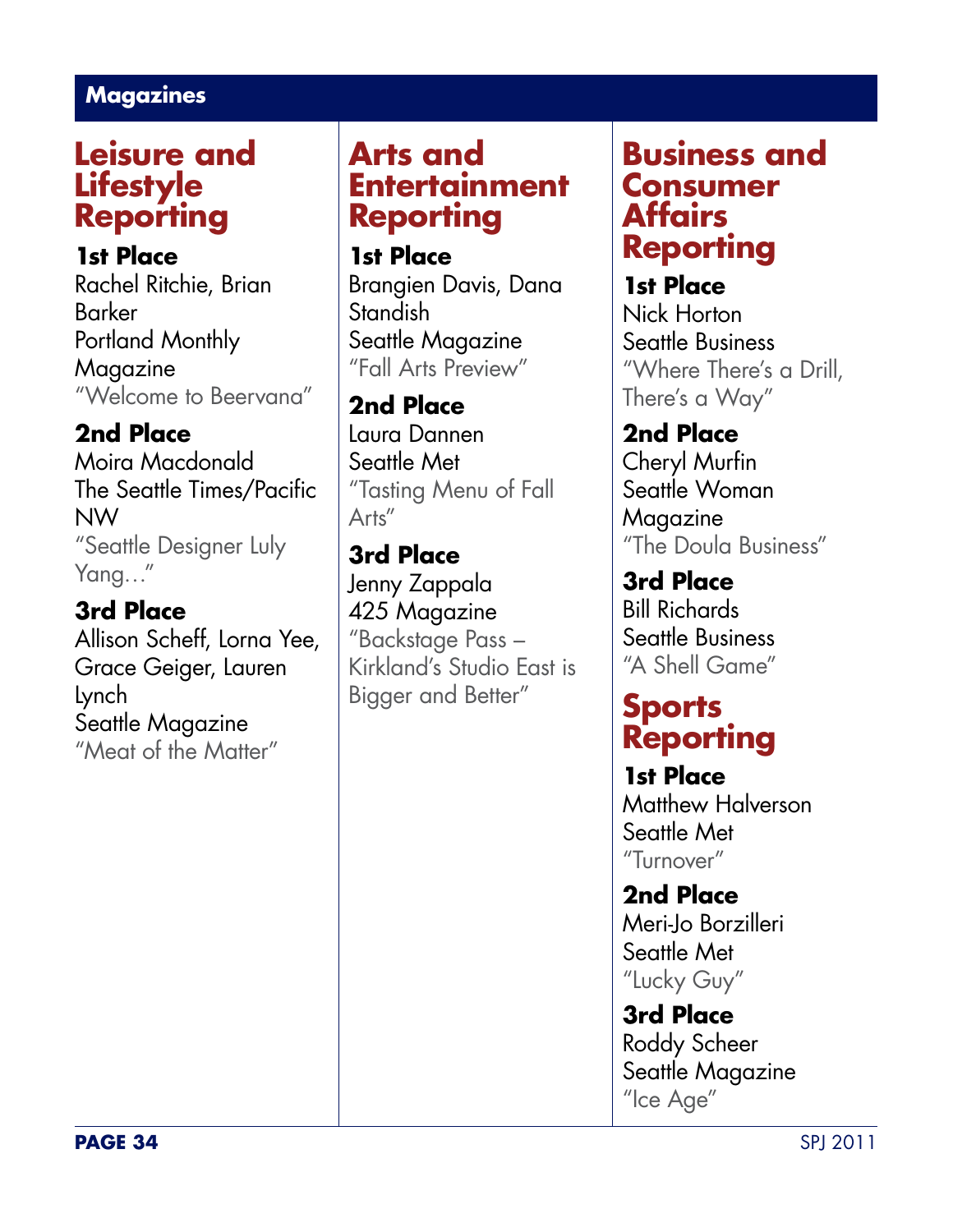# Magazines

## Leisure and Lifestyle Reporting

**1st Place**
Rachel Ritchie, Brian Barker
Portland Monthly Magazine
"Welcome to Beervana"

**2nd Place**
Moira Macdonald
The Seattle Times/Pacific NW
"Seattle Designer Luly Yang…"

**3rd Place**
Allison Scheff, Lorna Yee, Grace Geiger, Lauren Lynch
Seattle Magazine
"Meat of the Matter"

## Arts and Entertainment Reporting

**1st Place**
Brangien Davis, Dana Standish
Seattle Magazine
"Fall Arts Preview"

**2nd Place**
Laura Dannen
Seattle Met
"Tasting Menu of Fall Arts"

**3rd Place**
Jenny Zappala
425 Magazine
"Backstage Pass – Kirkland's Studio East is Bigger and Better"

## Business and Consumer Affairs Reporting

**1st Place**
Nick Horton
Seattle Business
"Where There's a Drill, There's a Way"

**2nd Place**
Cheryl Murfin
Seattle Woman Magazine
"The Doula Business"

**3rd Place**
Bill Richards
Seattle Business
"A Shell Game"

## Sports Reporting

**1st Place**
Matthew Halverson
Seattle Met
"Turnover"

**2nd Place**
Meri-Jo Borzilleri
Seattle Met
"Lucky Guy"

**3rd Place**
Roddy Scheer
Seattle Magazine
"Ice Age"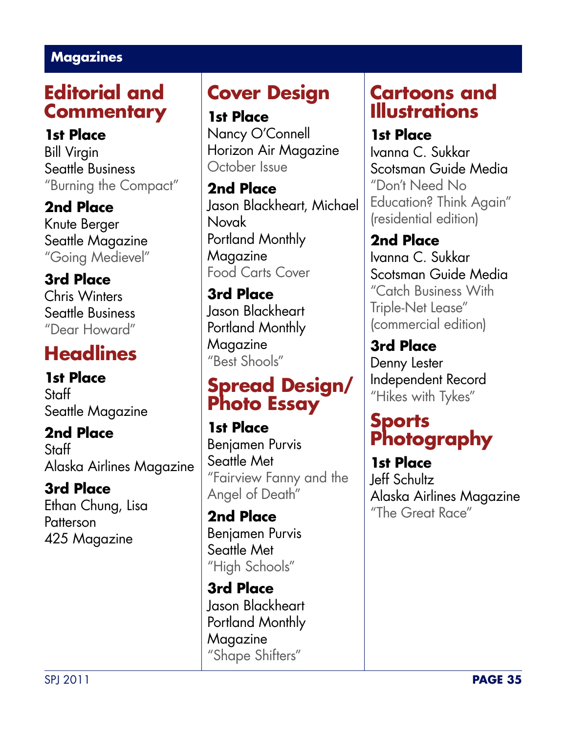## Magazines

### Editorial and Commentary

**1st Place**
Bill Virgin
Seattle Business
"Burning the Compact"

**2nd Place**
Knute Berger
Seattle Magazine
"Going Medievel"

**3rd Place**
Chris Winters
Seattle Business
"Dear Howard"

### Headlines

**1st Place**
Staff
Seattle Magazine

**2nd Place**
Staff
Alaska Airlines Magazine

**3rd Place**
Ethan Chung, Lisa Patterson
425 Magazine

### Cover Design

**1st Place**
Nancy O'Connell
Horizon Air Magazine
October Issue

**2nd Place**
Jason Blackheart, Michael Novak
Portland Monthly Magazine
Food Carts Cover

**3rd Place**
Jason Blackheart
Portland Monthly Magazine
"Best Shools"

### Spread Design/ Photo Essay

**1st Place**
Benjamen Purvis
Seattle Met
"Fairview Fanny and the Angel of Death"

**2nd Place**
Benjamen Purvis
Seattle Met
"High Schools"

**3rd Place**
Jason Blackheart
Portland Monthly Magazine
"Shape Shifters"

### Cartoons and Illustrations

**1st Place**
Ivanna C. Sukkar
Scotsman Guide Media
"Don't Need No Education? Think Again" (residential edition)

**2nd Place**
Ivanna C. Sukkar
Scotsman Guide Media
"Catch Business With Triple-Net Lease" (commercial edition)

**3rd Place**
Denny Lester
Independent Record
"Hikes with Tykes"

### Sports Photography

**1st Place**
Jeff Schultz
Alaska Airlines Magazine
"The Great Race"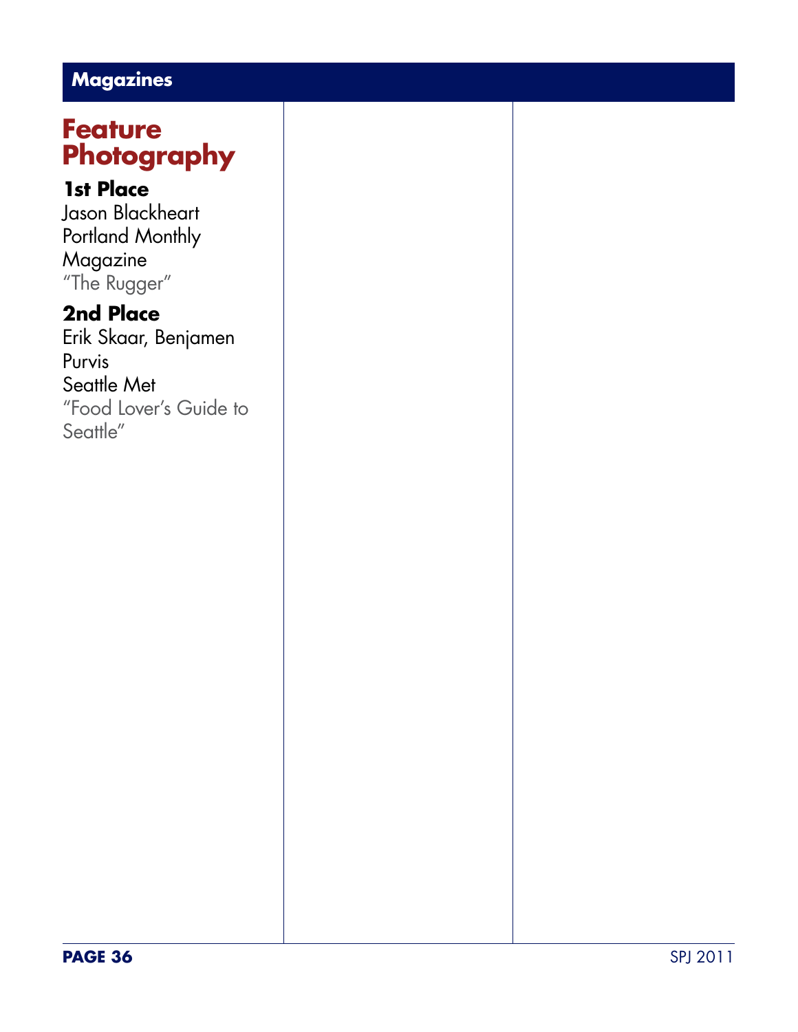## Magazines

### Feature Photography

**1st Place**
Jason Blackheart
Portland Monthly Magazine
"The Rugger"

**2nd Place**
Erik Skaar, Benjamen Purvis
Seattle Met
"Food Lover's Guide to Seattle"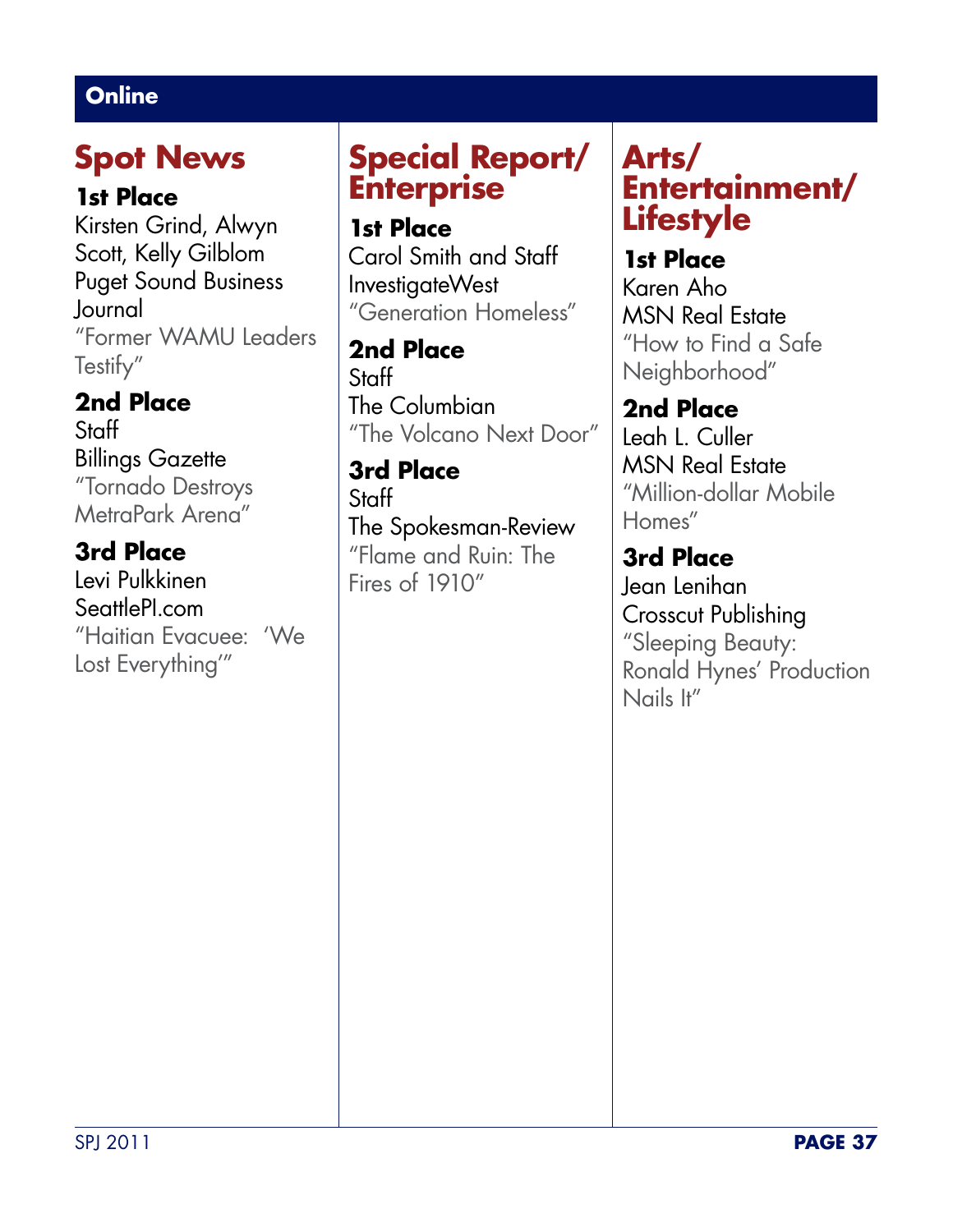## Online

### Spot News

**1st Place**
Kirsten Grind, Alwyn Scott, Kelly Gilblom
Puget Sound Business Journal
"Former WAMU Leaders Testify"

**2nd Place**
Staff
Billings Gazette
"Tornado Destroys MetraPark Arena"

**3rd Place**
Levi Pulkkinen
SeattlePI.com
"Haitian Evacuee: 'We Lost Everything'"

### Special Report/ Enterprise

**1st Place**
Carol Smith and Staff
InvestigateWest
"Generation Homeless"

**2nd Place**
Staff
The Columbian
"The Volcano Next Door"

**3rd Place**
Staff
The Spokesman-Review
"Flame and Ruin: The Fires of 1910"

### Arts/ Entertainment/ Lifestyle

**1st Place**
Karen Aho
MSN Real Estate
"How to Find a Safe Neighborhood"

**2nd Place**
Leah L. Culler
MSN Real Estate
"Million-dollar Mobile Homes"

**3rd Place**
Jean Lenihan
Crosscut Publishing
"Sleeping Beauty: Ronald Hynes' Production Nails It"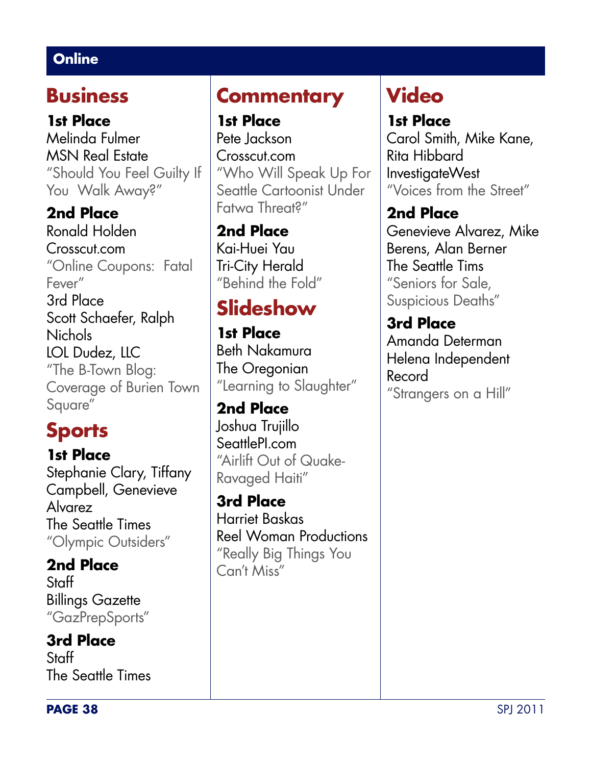## Online

### Business

**1st Place**
Melinda Fulmer
MSN Real Estate
"Should You Feel Guilty If You Walk Away?"

**2nd Place**
Ronald Holden
Crosscut.com
"Online Coupons: Fatal Fever"

3rd Place
Scott Schaefer, Ralph Nichols
LOL Dudez, LLC
"The B-Town Blog: Coverage of Burien Town Square"

### Sports

**1st Place**
Stephanie Clary, Tiffany Campbell, Genevieve Alvarez
The Seattle Times
"Olympic Outsiders"

**2nd Place**
Staff
Billings Gazette
"GazPrepSports"

**3rd Place**
Staff
The Seattle Times

### Commentary

**1st Place**
Pete Jackson
Crosscut.com
"Who Will Speak Up For Seattle Cartoonist Under Fatwa Threat?"

**2nd Place**
Kai-Huei Yau
Tri-City Herald
"Behind the Fold"

### Slideshow

**1st Place**
Beth Nakamura
The Oregonian
"Learning to Slaughter"

**2nd Place**
Joshua Trujillo
SeattlePI.com
"Airlift Out of Quake-Ravaged Haiti"

**3rd Place**
Harriet Baskas
Reel Woman Productions
"Really Big Things You Can't Miss"

### Video

**1st Place**
Carol Smith, Mike Kane, Rita Hibbard
InvestigateWest
"Voices from the Street"

**2nd Place**
Genevieve Alvarez, Mike Berens, Alan Berner
The Seattle Tims
"Seniors for Sale, Suspicious Deaths"

**3rd Place**
Amanda Determan
Helena Independent Record
"Strangers on a Hill"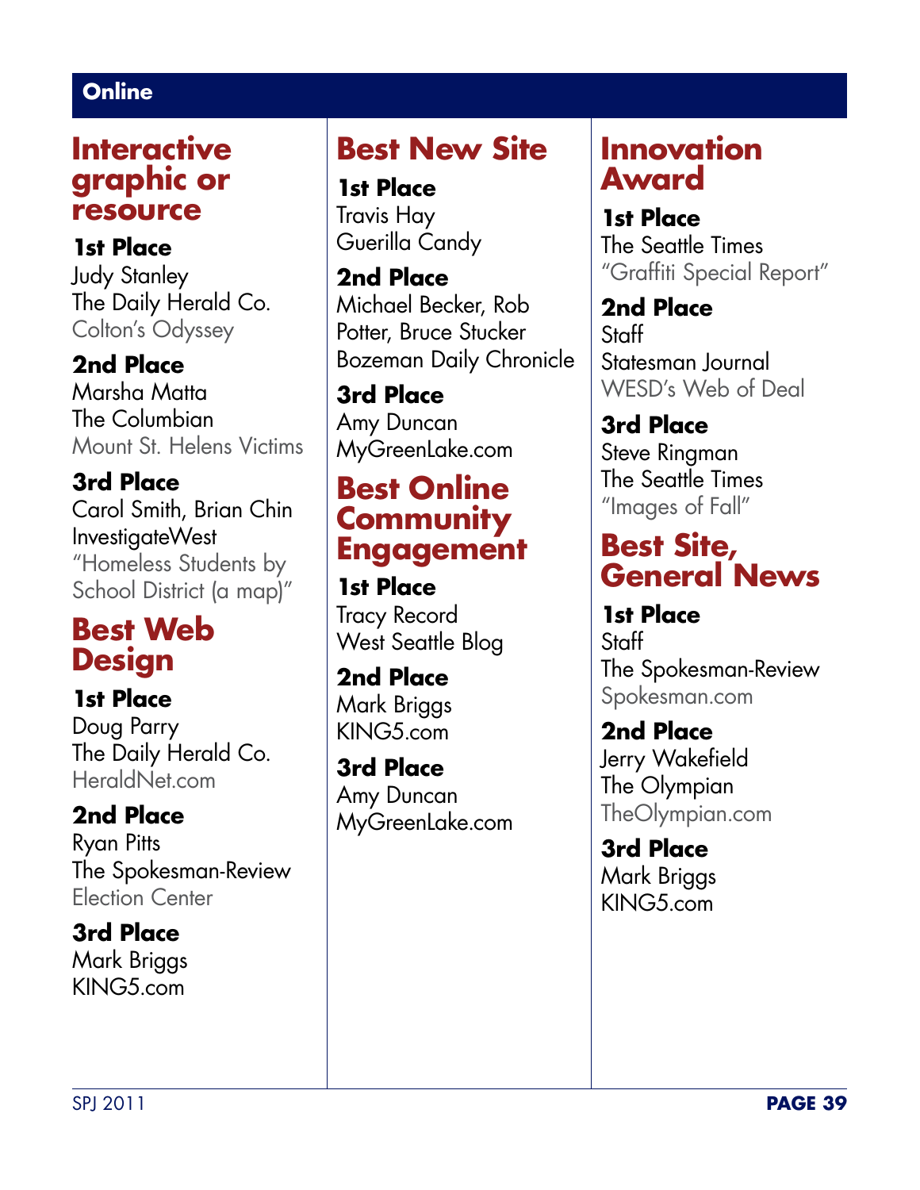## Online

### Interactive graphic or resource

**1st Place**
Judy Stanley
The Daily Herald Co.
Colton's Odyssey

**2nd Place**
Marsha Matta
The Columbian
Mount St. Helens Victims

**3rd Place**
Carol Smith, Brian Chin
InvestigateWest
"Homeless Students by School District (a map)"

### Best Web Design

**1st Place**
Doug Parry
The Daily Herald Co.
HeraldNet.com

**2nd Place**
Ryan Pitts
The Spokesman-Review
Election Center

**3rd Place**
Mark Briggs
KING5.com

### Best New Site

**1st Place**
Travis Hay
Guerilla Candy

**2nd Place**
Michael Becker, Rob Potter, Bruce Stucker
Bozeman Daily Chronicle

**3rd Place**
Amy Duncan
MyGreenLake.com

### Best Online Community Engagement

**1st Place**
Tracy Record
West Seattle Blog

**2nd Place**
Mark Briggs
KING5.com

**3rd Place**
Amy Duncan
MyGreenLake.com

### Innovation Award

**1st Place**
The Seattle Times
"Graffiti Special Report"

**2nd Place**
Staff
Statesman Journal
WESD's Web of Deal

**3rd Place**
Steve Ringman
The Seattle Times
"Images of Fall"

### Best Site, General News

**1st Place**
Staff
The Spokesman-Review
Spokesman.com

**2nd Place**
Jerry Wakefield
The Olympian
TheOlympian.com

**3rd Place**
Mark Briggs
KING5.com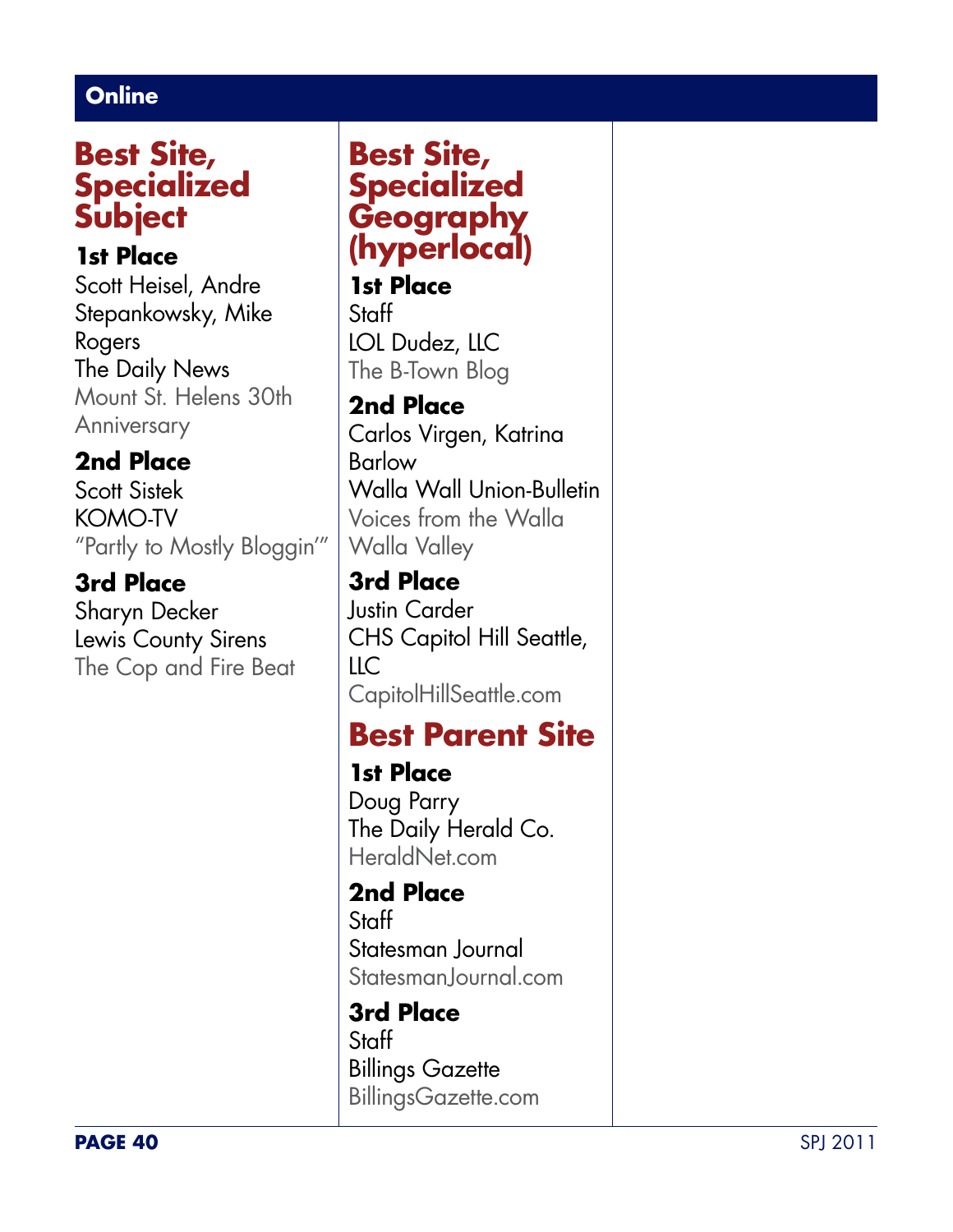# Online

## Best Site, Specialized Subject

**1st Place**
Scott Heisel, Andre Stepankowsky, Mike Rogers
The Daily News
Mount St. Helens 30th Anniversary

**2nd Place**
Scott Sistek
KOMO-TV
"Partly to Mostly Bloggin'"

**3rd Place**
Sharyn Decker
Lewis County Sirens
The Cop and Fire Beat

## Best Site, Specialized Geography (hyperlocal)

**1st Place**
Staff
LOL Dudez, LLC
The B-Town Blog

**2nd Place**
Carlos Virgen, Katrina Barlow
Walla Wall Union-Bulletin
Voices from the Walla Walla Valley

**3rd Place**
Justin Carder
CHS Capitol Hill Seattle, LLC
CapitolHillSeattle.com

## Best Parent Site

**1st Place**
Doug Parry
The Daily Herald Co.
HeraldNet.com

**2nd Place**
Staff
Statesman Journal
StatesmanJournal.com

**3rd Place**
Staff
Billings Gazette
BillingsGazette.com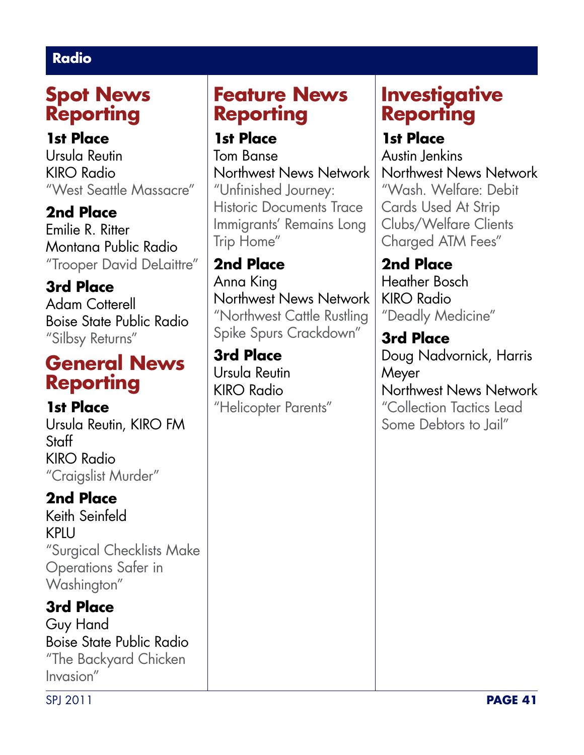# Radio

## Spot News Reporting

**1st Place**
Ursula Reutin
KIRO Radio
"West Seattle Massacre"

**2nd Place**
Emilie R. Ritter
Montana Public Radio
"Trooper David DeLaittre"

**3rd Place**
Adam Cotterell
Boise State Public Radio
"Silsby Returns"

## General News Reporting

**1st Place**
Ursula Reutin, KIRO FM Staff
KIRO Radio
"Craigslist Murder"

**2nd Place**
Keith Seinfeld
KPLU
"Surgical Checklists Make Operations Safer in Washington"

**3rd Place**
Guy Hand
Boise State Public Radio
"The Backyard Chicken Invasion"

## Feature News Reporting

**1st Place**
Tom Banse
Northwest News Network
"Unfinished Journey: Historic Documents Trace Immigrants' Remains Long Trip Home"

**2nd Place**
Anna King
Northwest News Network
"Northwest Cattle Rustling Spike Spurs Crackdown"

**3rd Place**
Ursula Reutin
KIRO Radio
"Helicopter Parents"

## Investigative Reporting

**1st Place**
Austin Jenkins
Northwest News Network
"Wash. Welfare: Debit Cards Used At Strip Clubs/Welfare Clients Charged ATM Fees"

**2nd Place**
Heather Bosch
KIRO Radio
"Deadly Medicine"

**3rd Place**
Doug Nadvornick, Harris Meyer
Northwest News Network
"Collection Tactics Lead Some Debtors to Jail"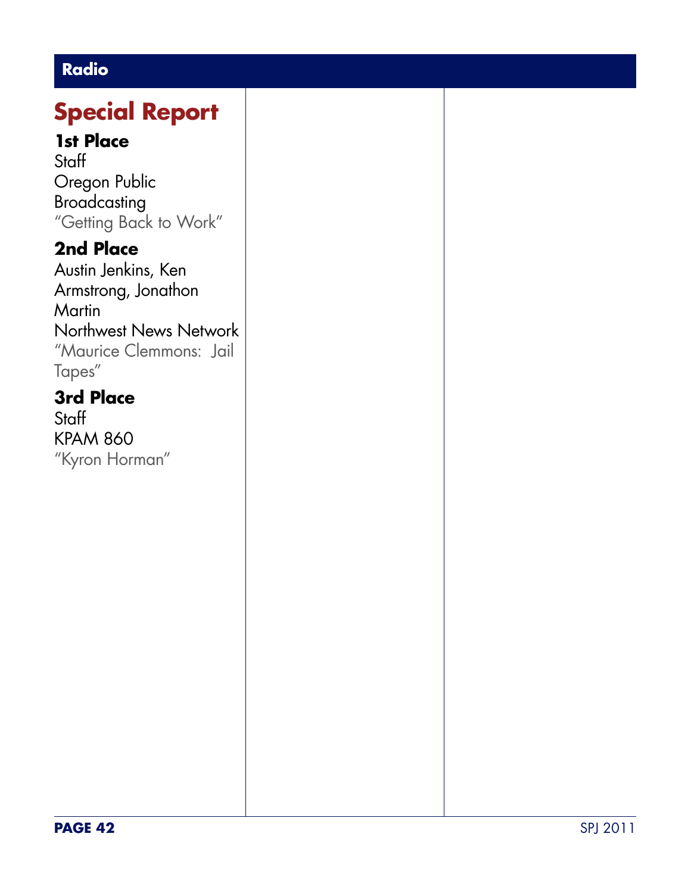## Radio

# Special Report

### 1st Place
Staff
Oregon Public Broadcasting
"Getting Back to Work"

### 2nd Place
Austin Jenkins, Ken Armstrong, Jonathon Martin
Northwest News Network
"Maurice Clemmons: Jail Tapes"

### 3rd Place
Staff
KPAM 860
"Kyron Horman"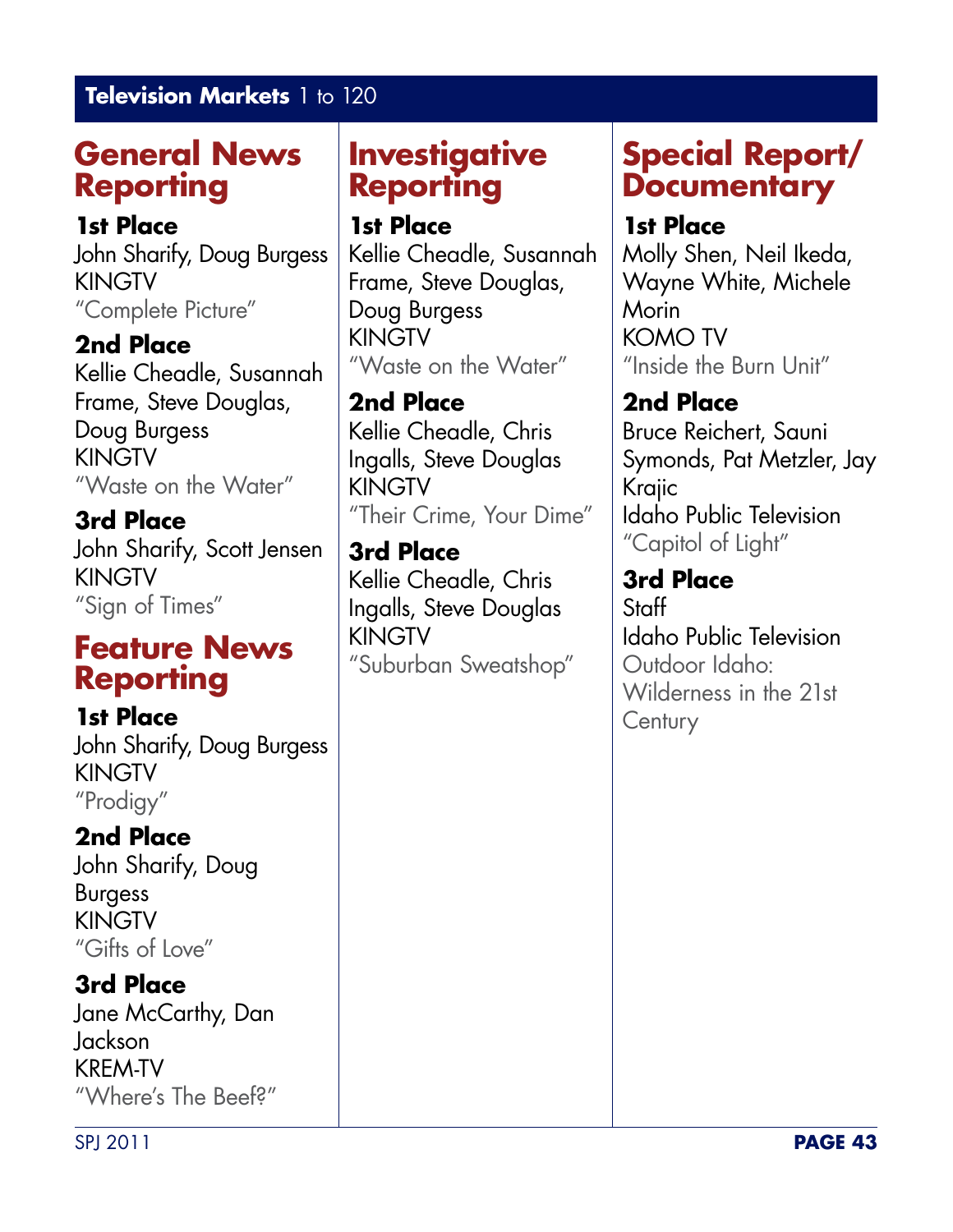## Television Markets 1 to 120

### General News Reporting

**1st Place**
John Sharify, Doug Burgess
KINGTV
"Complete Picture"

**2nd Place**
Kellie Cheadle, Susannah Frame, Steve Douglas, Doug Burgess
KINGTV
"Waste on the Water"

**3rd Place**
John Sharify, Scott Jensen
KINGTV
"Sign of Times"

### Feature News Reporting

**1st Place**
John Sharify, Doug Burgess
KINGTV
"Prodigy"

**2nd Place**
John Sharify, Doug Burgess
KINGTV
"Gifts of Love"

**3rd Place**
Jane McCarthy, Dan Jackson
KREM-TV
"Where's The Beef?"

### Investigative Reporting

**1st Place**
Kellie Cheadle, Susannah Frame, Steve Douglas, Doug Burgess
KINGTV
"Waste on the Water"

**2nd Place**
Kellie Cheadle, Chris Ingalls, Steve Douglas
KINGTV
"Their Crime, Your Dime"

**3rd Place**
Kellie Cheadle, Chris Ingalls, Steve Douglas
KINGTV
"Suburban Sweatshop"

### Special Report/ Documentary

**1st Place**
Molly Shen, Neil Ikeda, Wayne White, Michele Morin
KOMO TV
"Inside the Burn Unit"

**2nd Place**
Bruce Reichert, Sauni Symonds, Pat Metzler, Jay Krajic
Idaho Public Television
"Capitol of Light"

**3rd Place**
Staff
Idaho Public Television
Outdoor Idaho: Wilderness in the 21st Century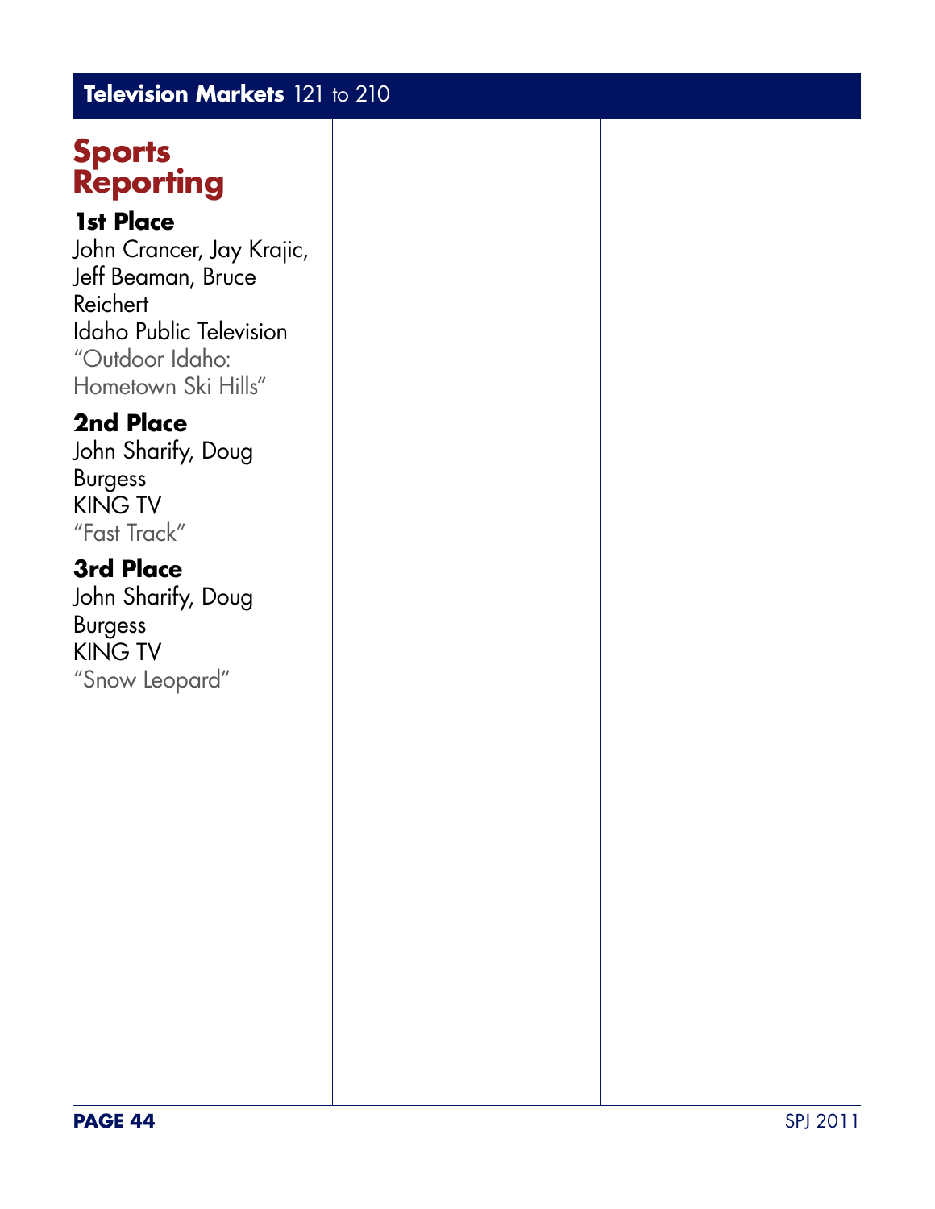## Television Markets 121 to 210

# Sports Reporting

### 1st Place
John Crancer, Jay Krajic, Jeff Beaman, Bruce Reichert
Idaho Public Television
"Outdoor Idaho: Hometown Ski Hills"

### 2nd Place
John Sharify, Doug Burgess
KING TV
"Fast Track"

### 3rd Place
John Sharify, Doug Burgess
KING TV
"Snow Leopard"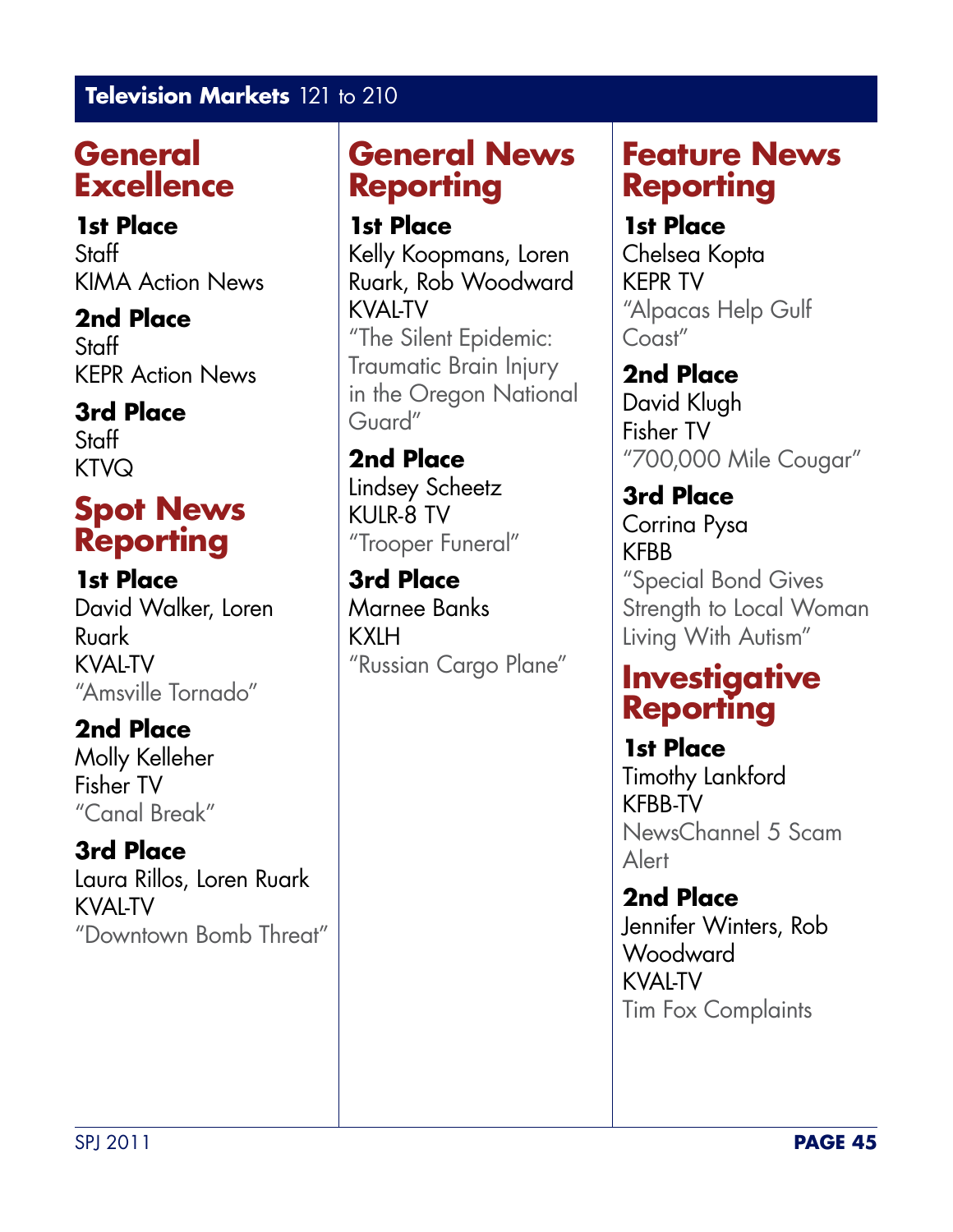## Television Markets 121 to 210

### General Excellence

**1st Place**
Staff
KIMA Action News

**2nd Place**
Staff
KEPR Action News

**3rd Place**
Staff
KTVQ

### Spot News Reporting

**1st Place**
David Walker, Loren Ruark
KVAL-TV
"Amsville Tornado"

**2nd Place**
Molly Kelleher
Fisher TV
"Canal Break"

**3rd Place**
Laura Rillos, Loren Ruark
KVAL-TV
"Downtown Bomb Threat"

### General News Reporting

**1st Place**
Kelly Koopmans, Loren Ruark, Rob Woodward
KVAL-TV
"The Silent Epidemic: Traumatic Brain Injury in the Oregon National Guard"

**2nd Place**
Lindsey Scheetz
KULR-8 TV
"Trooper Funeral"

**3rd Place**
Marnee Banks
KXLH
"Russian Cargo Plane"

### Feature News Reporting

**1st Place**
Chelsea Kopta
KEPR TV
"Alpacas Help Gulf Coast"

**2nd Place**
David Klugh
Fisher TV
"700,000 Mile Cougar"

**3rd Place**
Corrina Pysa
KFBB
"Special Bond Gives Strength to Local Woman Living With Autism"

### Investigative Reporting

**1st Place**
Timothy Lankford
KFBB-TV
NewsChannel 5 Scam Alert

**2nd Place**
Jennifer Winters, Rob Woodward
KVAL-TV
Tim Fox Complaints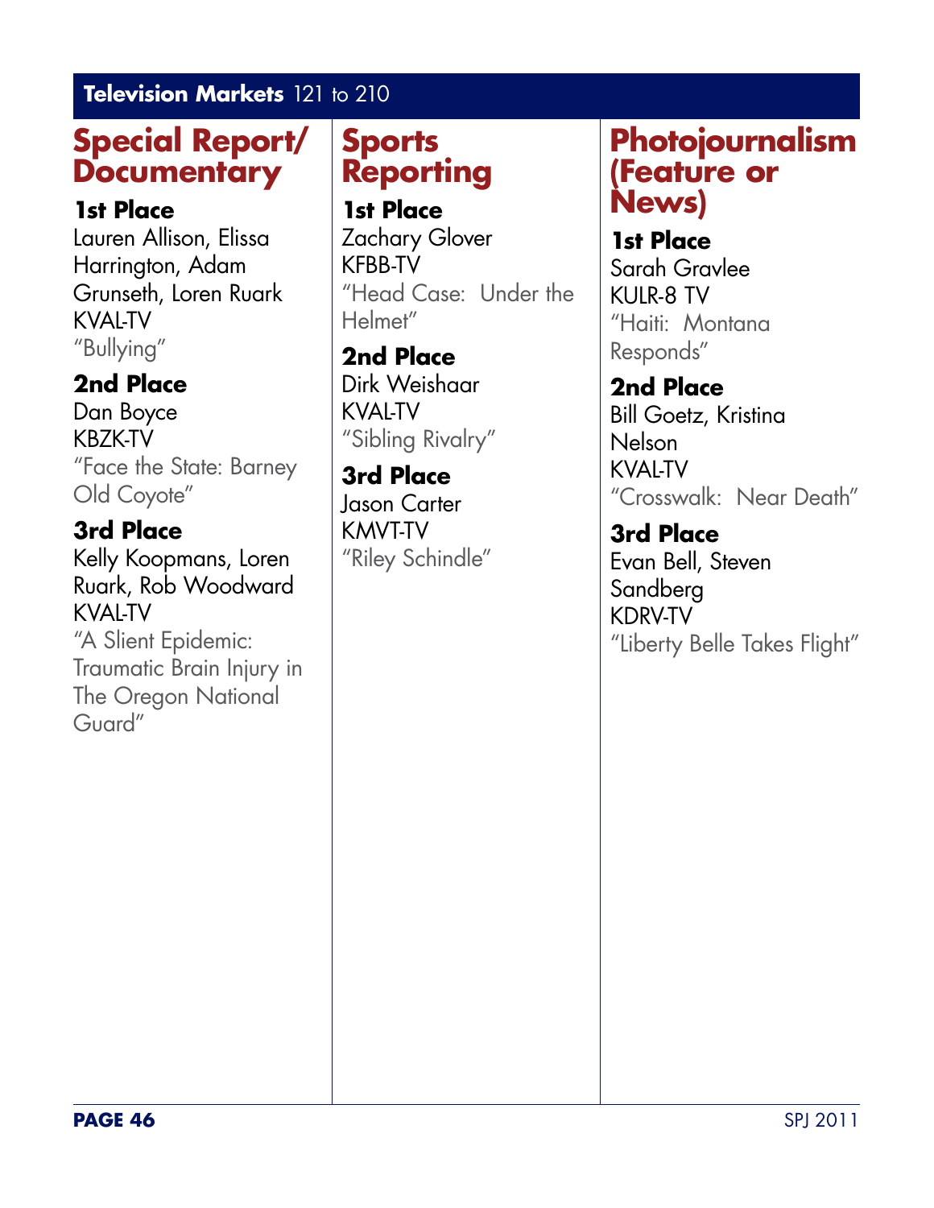**Television Markets** 121 to 210

## Special Report/ Documentary

**1st Place**
Lauren Allison, Elissa Harrington, Adam Grunseth, Loren Ruark
KVAL-TV
"Bullying"

**2nd Place**
Dan Boyce
KBZK-TV
"Face the State: Barney Old Coyote"

**3rd Place**
Kelly Koopmans, Loren Ruark, Rob Woodward
KVAL-TV
"A Slient Epidemic: Traumatic Brain Injury in The Oregon National Guard"

## Sports Reporting

**1st Place**
Zachary Glover
KFBB-TV
"Head Case: Under the Helmet"

**2nd Place**
Dirk Weishaar
KVAL-TV
"Sibling Rivalry"

**3rd Place**
Jason Carter
KMVT-TV
"Riley Schindle"

## Photojournalism (Feature or News)

**1st Place**
Sarah Gravlee
KULR-8 TV
"Haiti: Montana Responds"

**2nd Place**
Bill Goetz, Kristina Nelson
KVAL-TV
"Crosswalk: Near Death"

**3rd Place**
Evan Bell, Steven Sandberg
KDRV-TV
"Liberty Belle Takes Flight"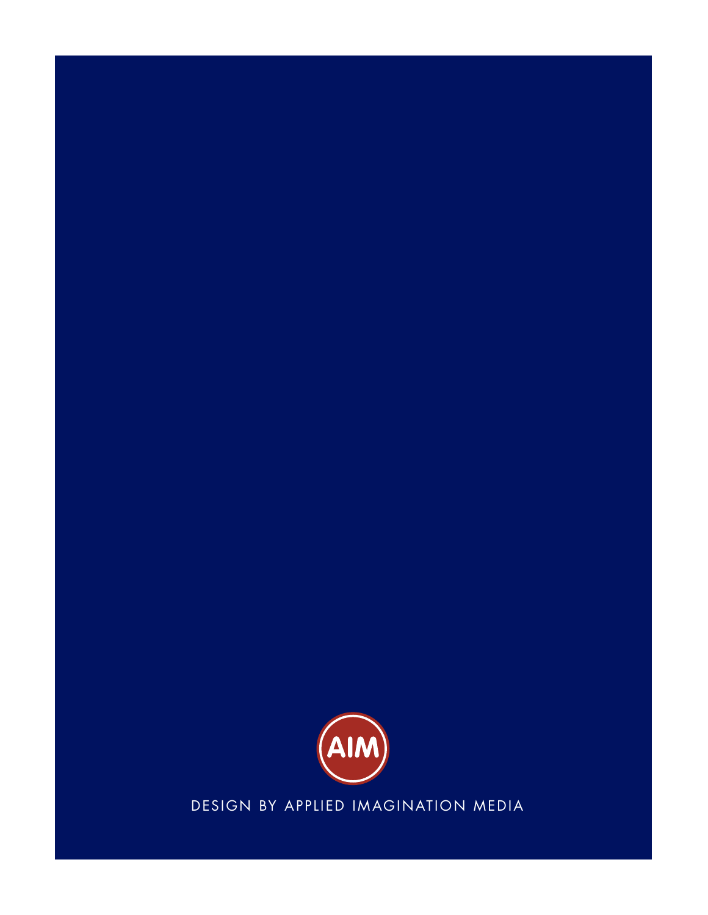AIM

DESIGN BY APPLIED IMAGINATION MEDIA